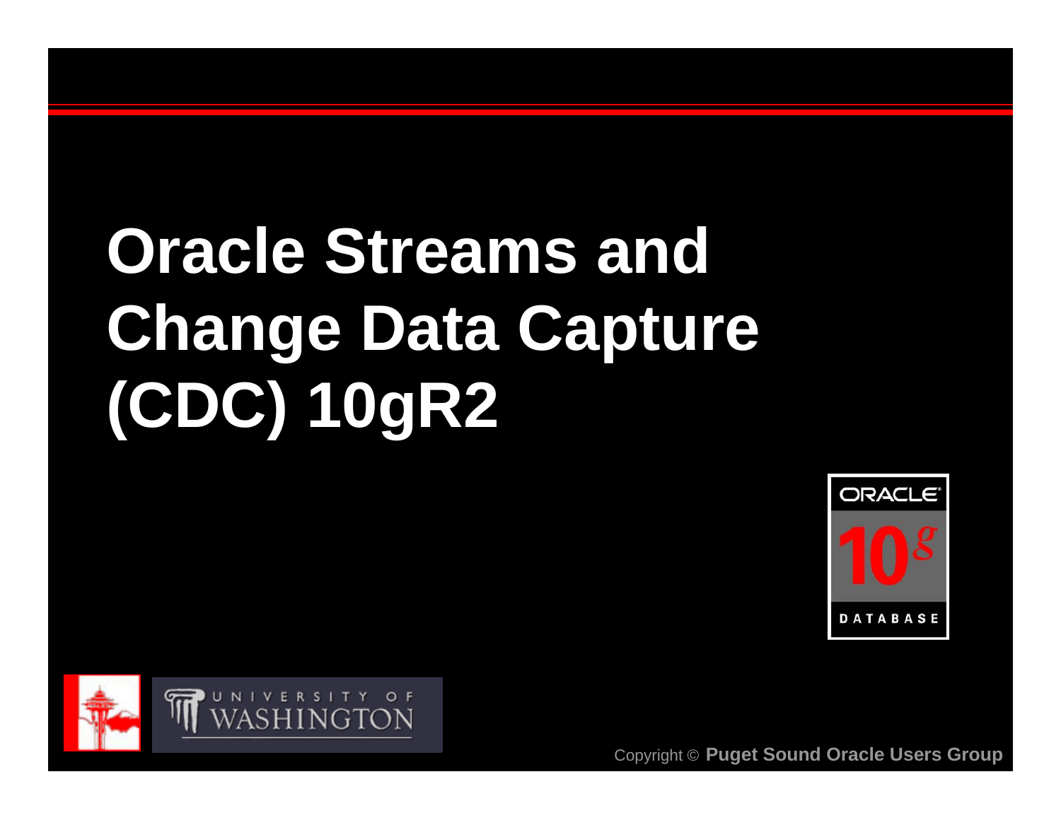# Oracle Streams and Change Data Capture (CDC) 10gR2

Copyright © **Puget Sound Oracle Users Group**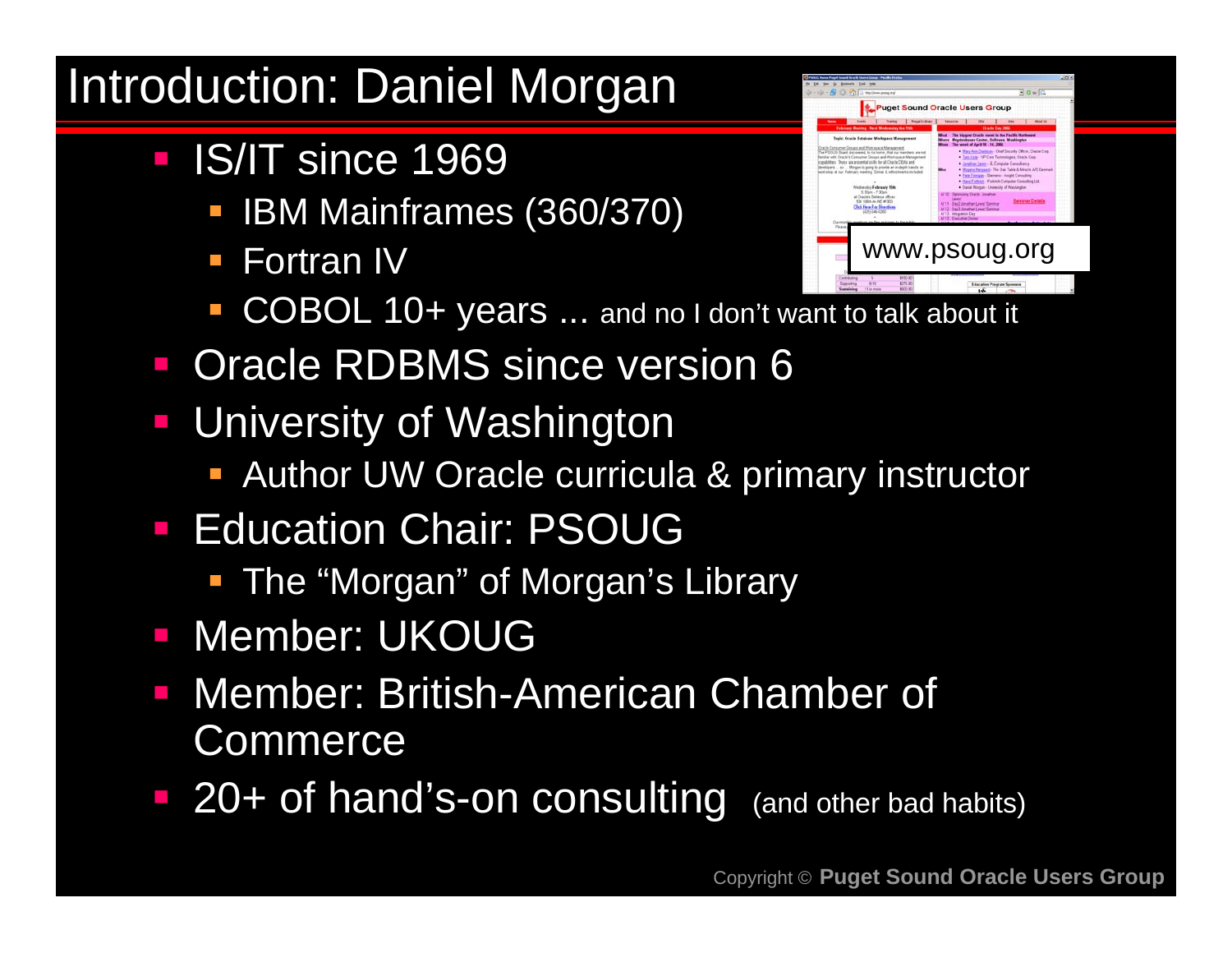# Introduction: Daniel Morgan

- IS/IT since 1969
  - IBM Mainframes (360/370)
  - Fortran IV
  - COBOL 10+ years ... and no I don't want to talk about it
- Oracle RDBMS since version 6
- University of Washington
  - Author UW Oracle curricula & primary instructor
- Education Chair: PSOUG
  - The "Morgan" of Morgan's Library
- Member: UKOUG
- Member: British-American Chamber of Commerce
- 20+ of hand's-on consulting (and other bad habits)

www.psoug.org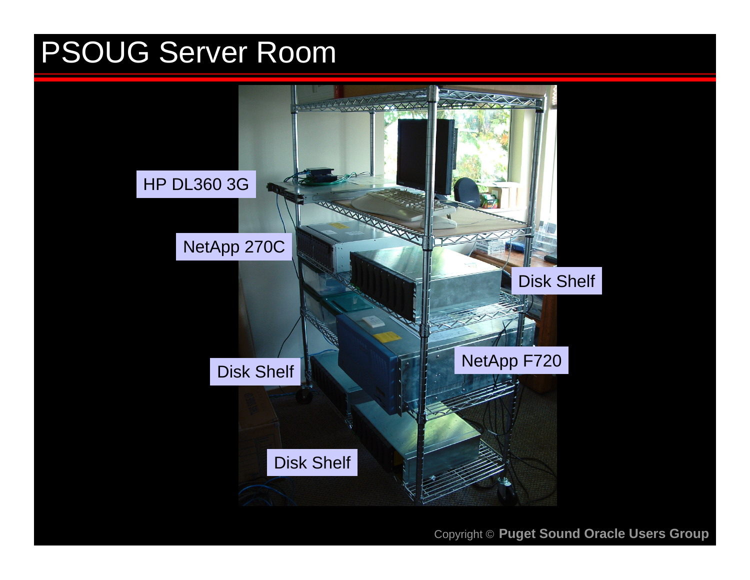# PSOUG Server Room

HP DL360 3G

NetApp 270C

Disk Shelf

NetApp F720

Disk Shelf

Disk Shelf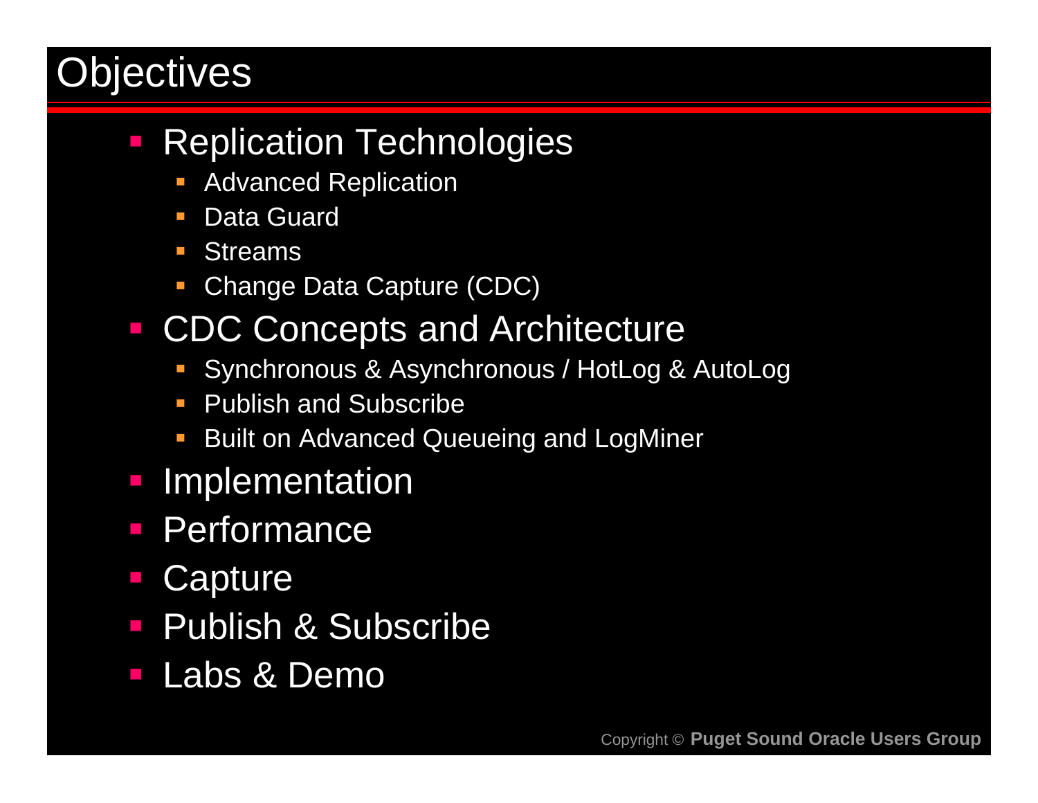# Objectives

- Replication Technologies
  - Advanced Replication
  - Data Guard
  - Streams
  - Change Data Capture (CDC)
- CDC Concepts and Architecture
  - Synchronous & Asynchronous / HotLog & AutoLog
  - Publish and Subscribe
  - Built on Advanced Queueing and LogMiner
- Implementation
- Performance
- Capture
- Publish & Subscribe
- Labs & Demo

Copyright © **Puget Sound Oracle Users Group**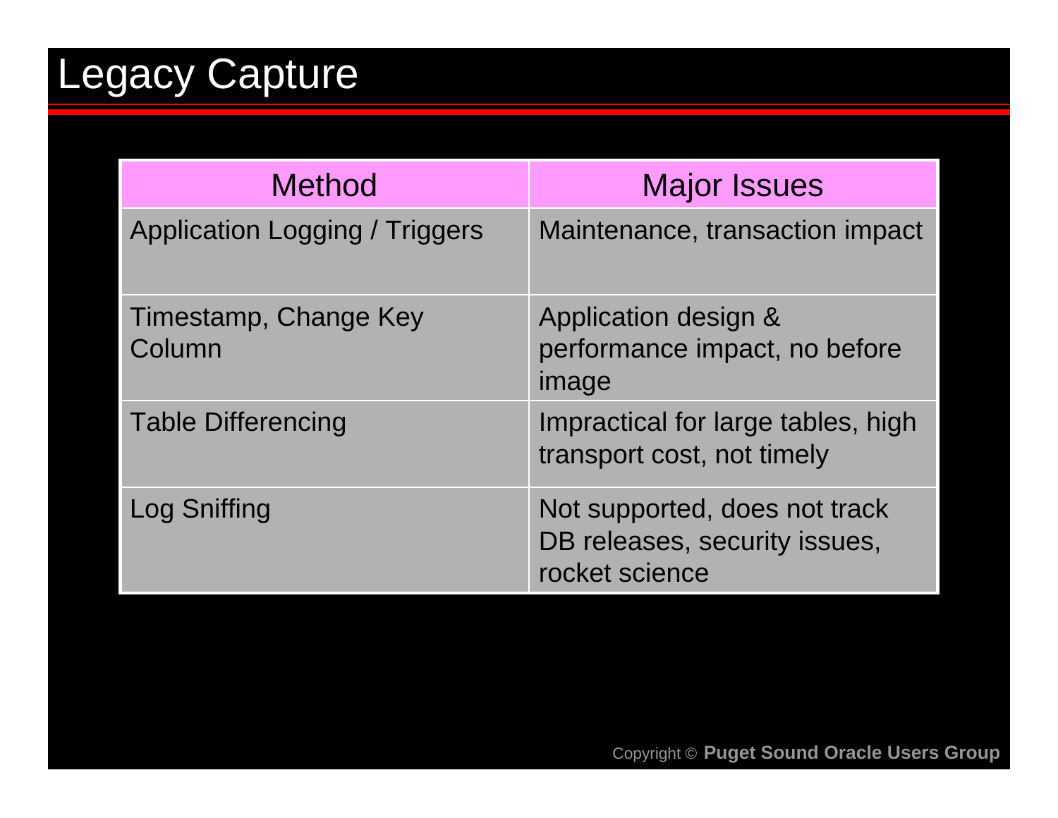# Legacy Capture

| Method | Major Issues |
| --- | --- |
| Application Logging / Triggers | Maintenance, transaction impact |
| Timestamp, Change Key Column | Application design & performance impact, no before image |
| Table Differencing | Impractical for large tables, high transport cost, not timely |
| Log Sniffing | Not supported, does not track DB releases, security issues, rocket science |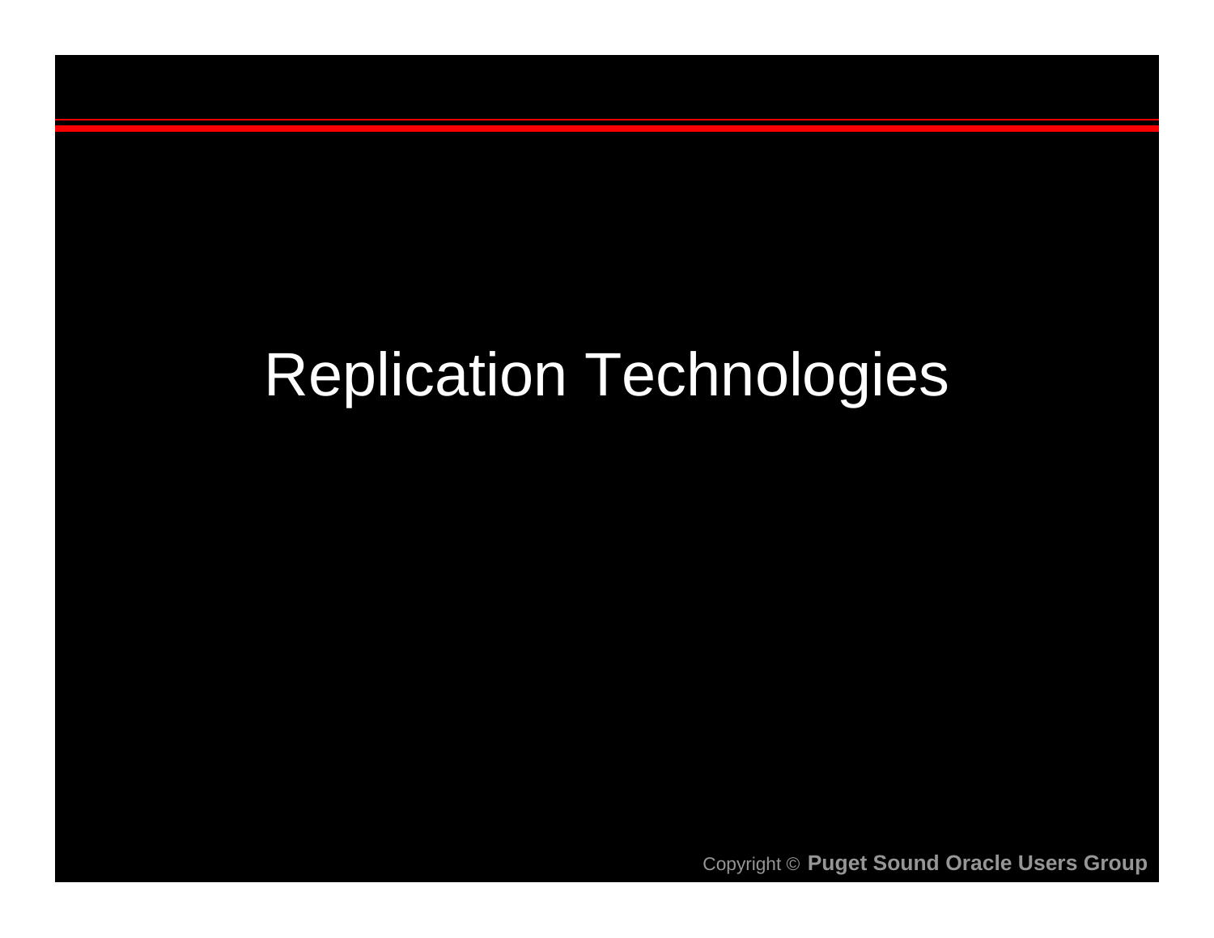# Replication Technologies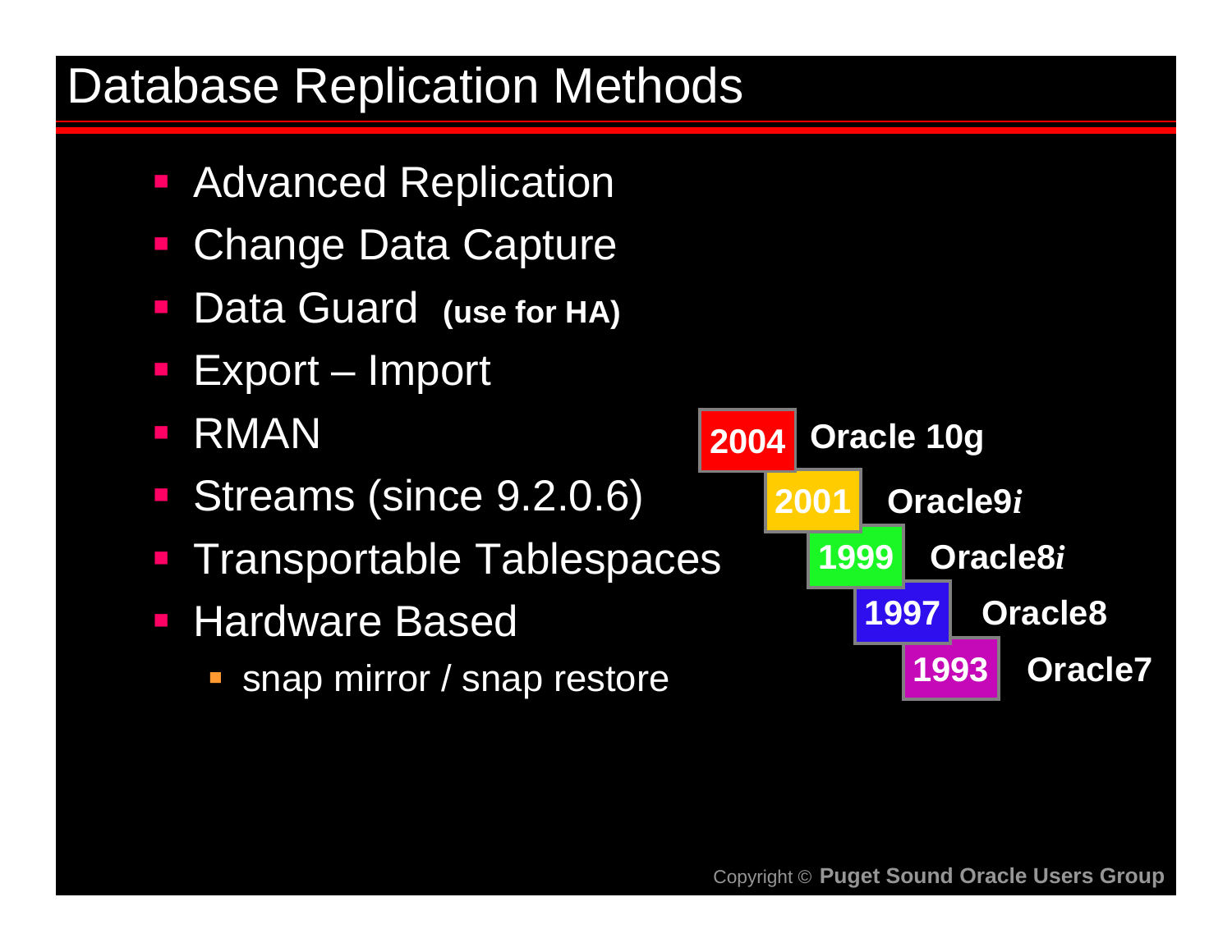# Database Replication Methods

- Advanced Replication
- Change Data Capture
- Data Guard **(use for HA)**
- Export – Import
- RMAN
- Streams (since 9.2.0.6)
- Transportable Tablespaces
- Hardware Based
  - snap mirror / snap restore

| Year | Version |
|---|---|
| **2004** | **Oracle 10g** |
| **2001** | **Oracle9*i*** |
| **1999** | **Oracle8*i*** |
| **1997** | **Oracle8** |
| **1993** | **Oracle7** |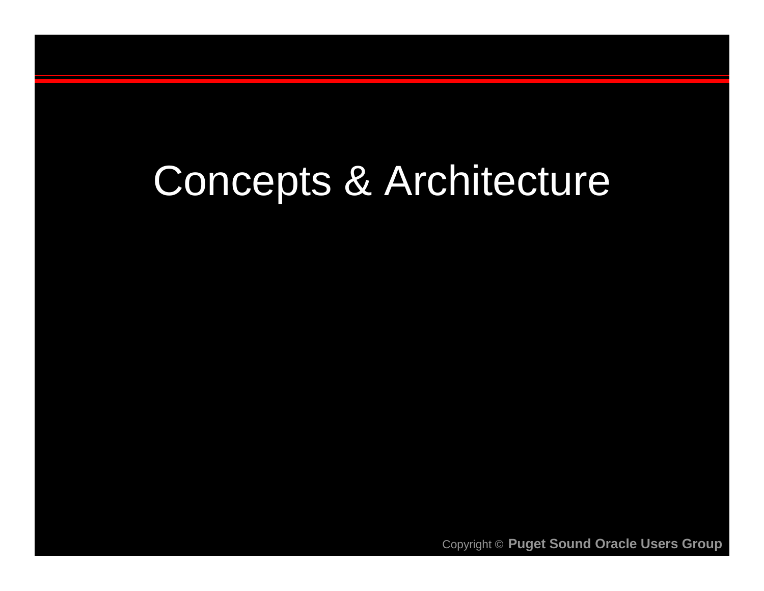# Concepts & Architecture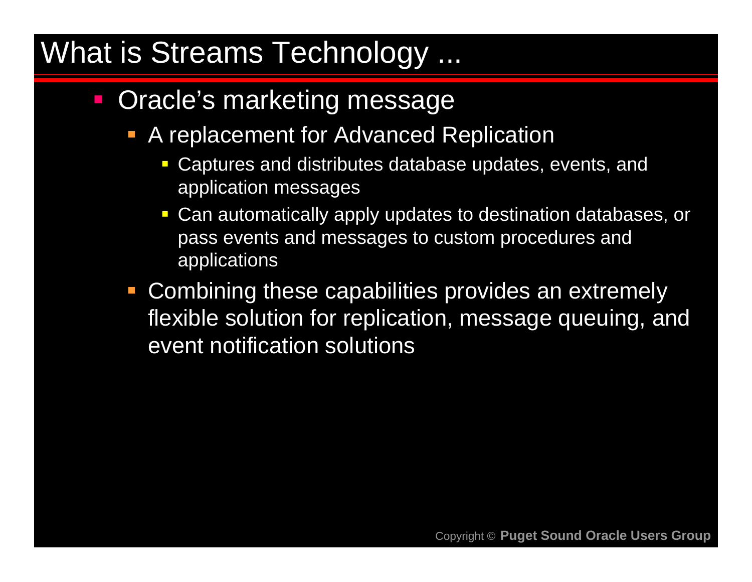# What is Streams Technology ...

- Oracle's marketing message
  - A replacement for Advanced Replication
    - Captures and distributes database updates, events, and application messages
    - Can automatically apply updates to destination databases, or pass events and messages to custom procedures and applications
  - Combining these capabilities provides an extremely flexible solution for replication, message queuing, and event notification solutions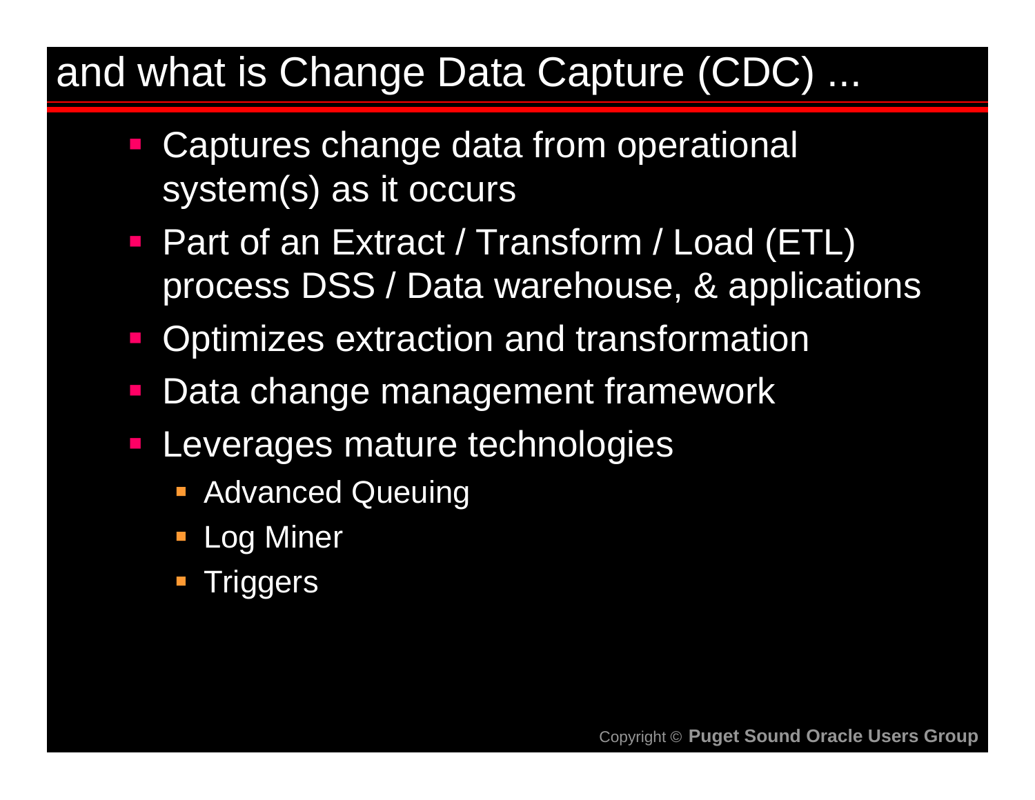# and what is Change Data Capture (CDC) ...

- Captures change data from operational system(s) as it occurs
- Part of an Extract / Transform / Load (ETL) process DSS / Data warehouse, & applications
- Optimizes extraction and transformation
- Data change management framework
- Leverages mature technologies
  - Advanced Queuing
  - Log Miner
  - Triggers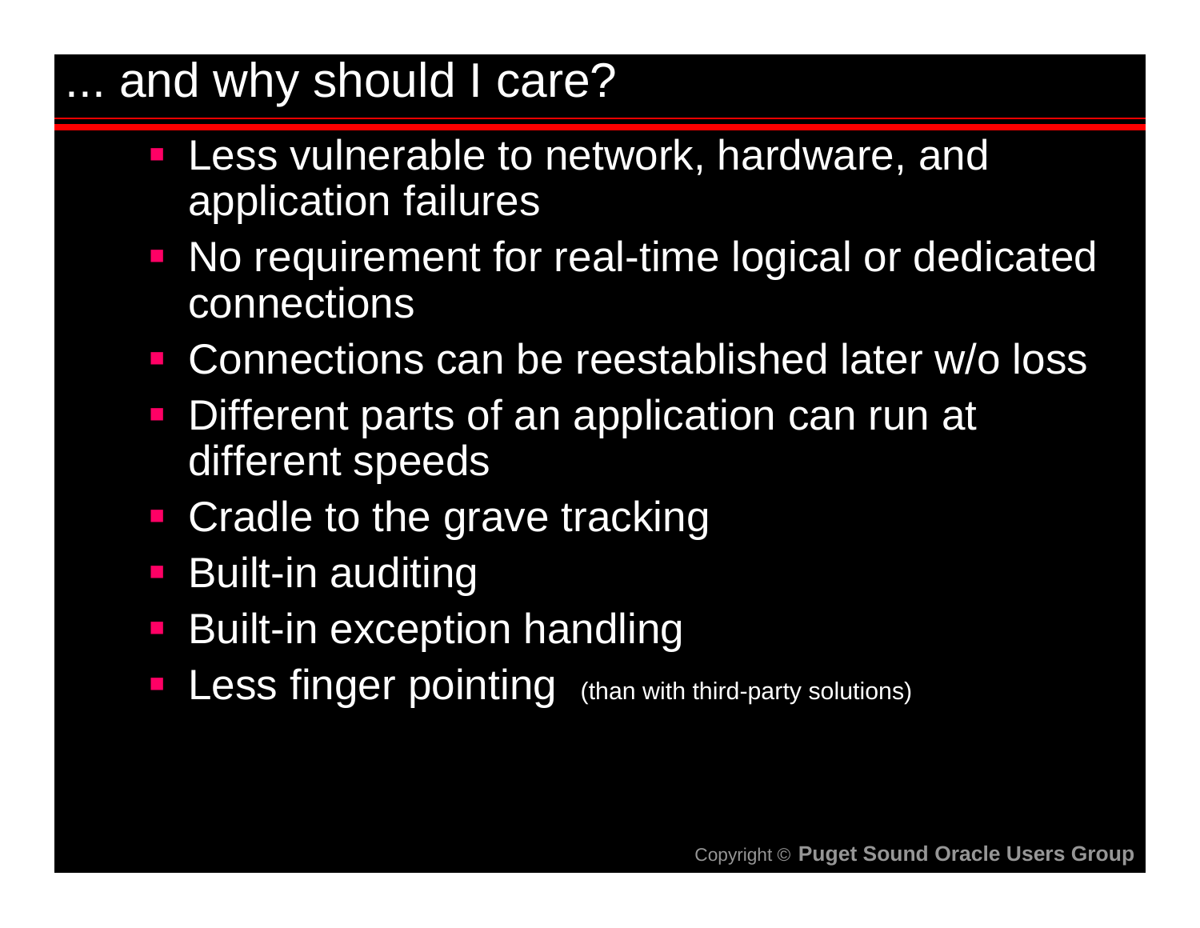# ... and why should I care?

- Less vulnerable to network, hardware, and application failures
- No requirement for real-time logical or dedicated connections
- Connections can be reestablished later w/o loss
- Different parts of an application can run at different speeds
- Cradle to the grave tracking
- Built-in auditing
- Built-in exception handling
- Less finger pointing (than with third-party solutions)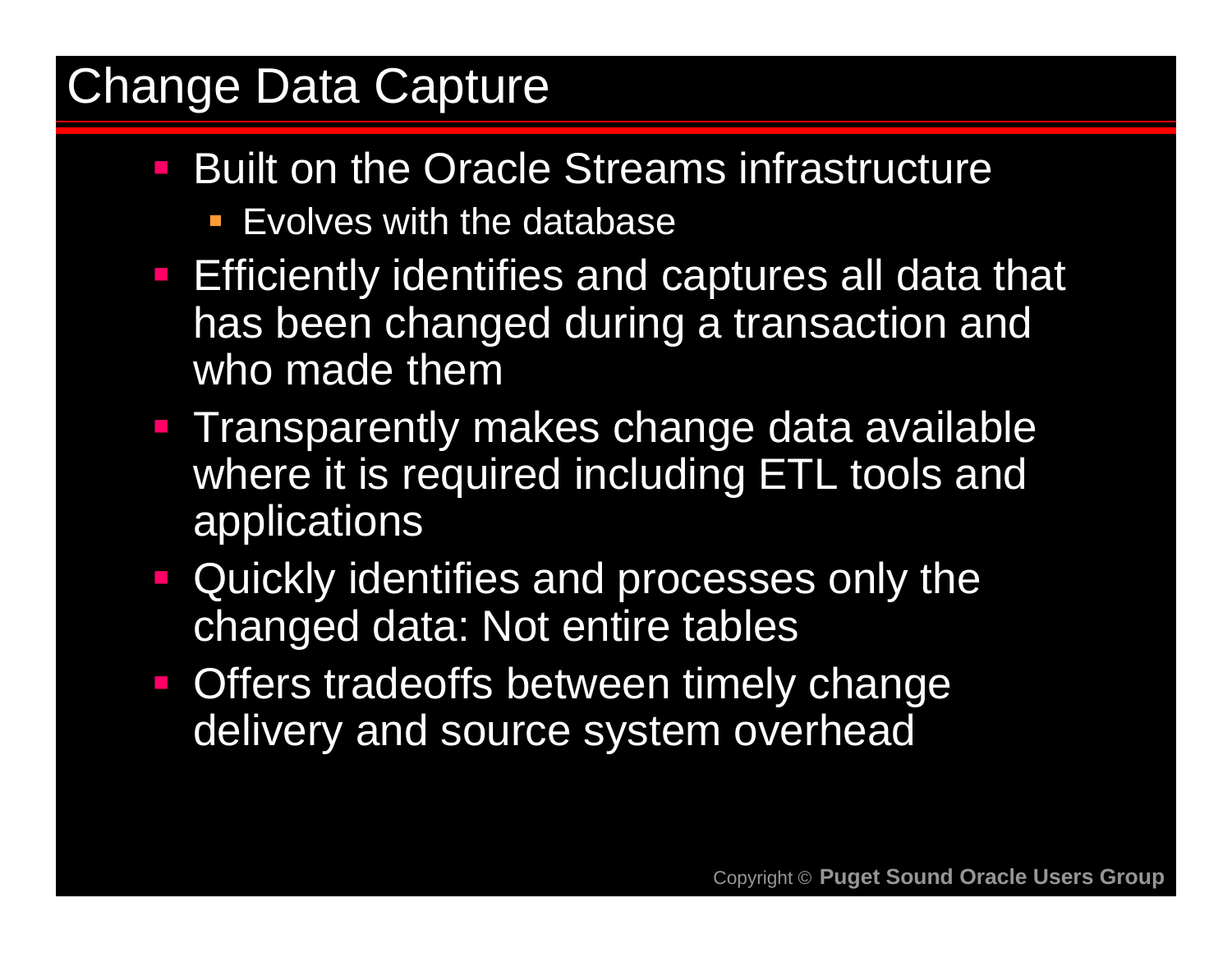# Change Data Capture

- Built on the Oracle Streams infrastructure
  - Evolves with the database
- Efficiently identifies and captures all data that has been changed during a transaction and who made them
- Transparently makes change data available where it is required including ETL tools and applications
- Quickly identifies and processes only the changed data: Not entire tables
- Offers tradeoffs between timely change delivery and source system overhead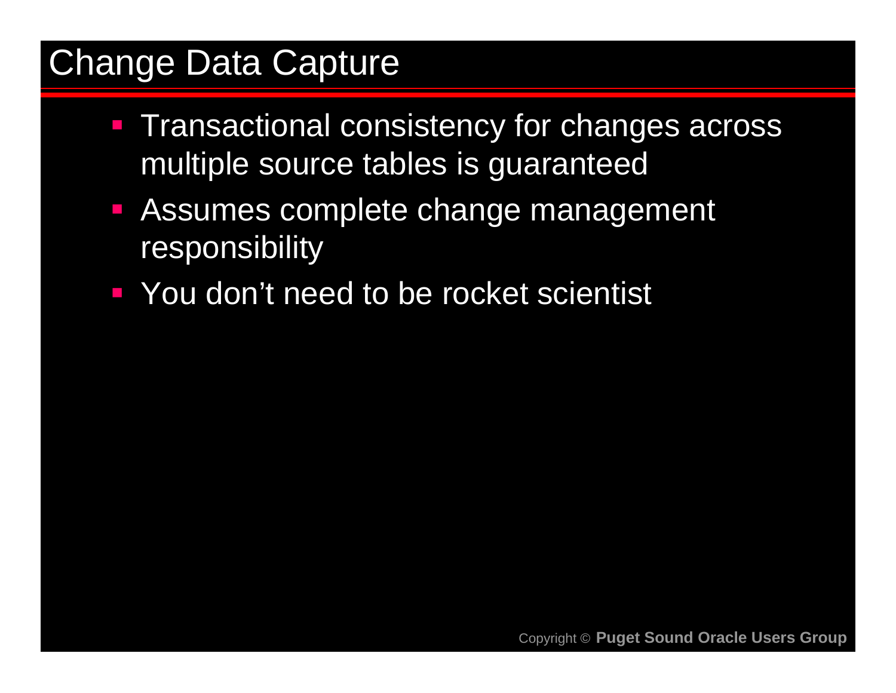# Change Data Capture

- Transactional consistency for changes across multiple source tables is guaranteed
- Assumes complete change management responsibility
- You don’t need to be rocket scientist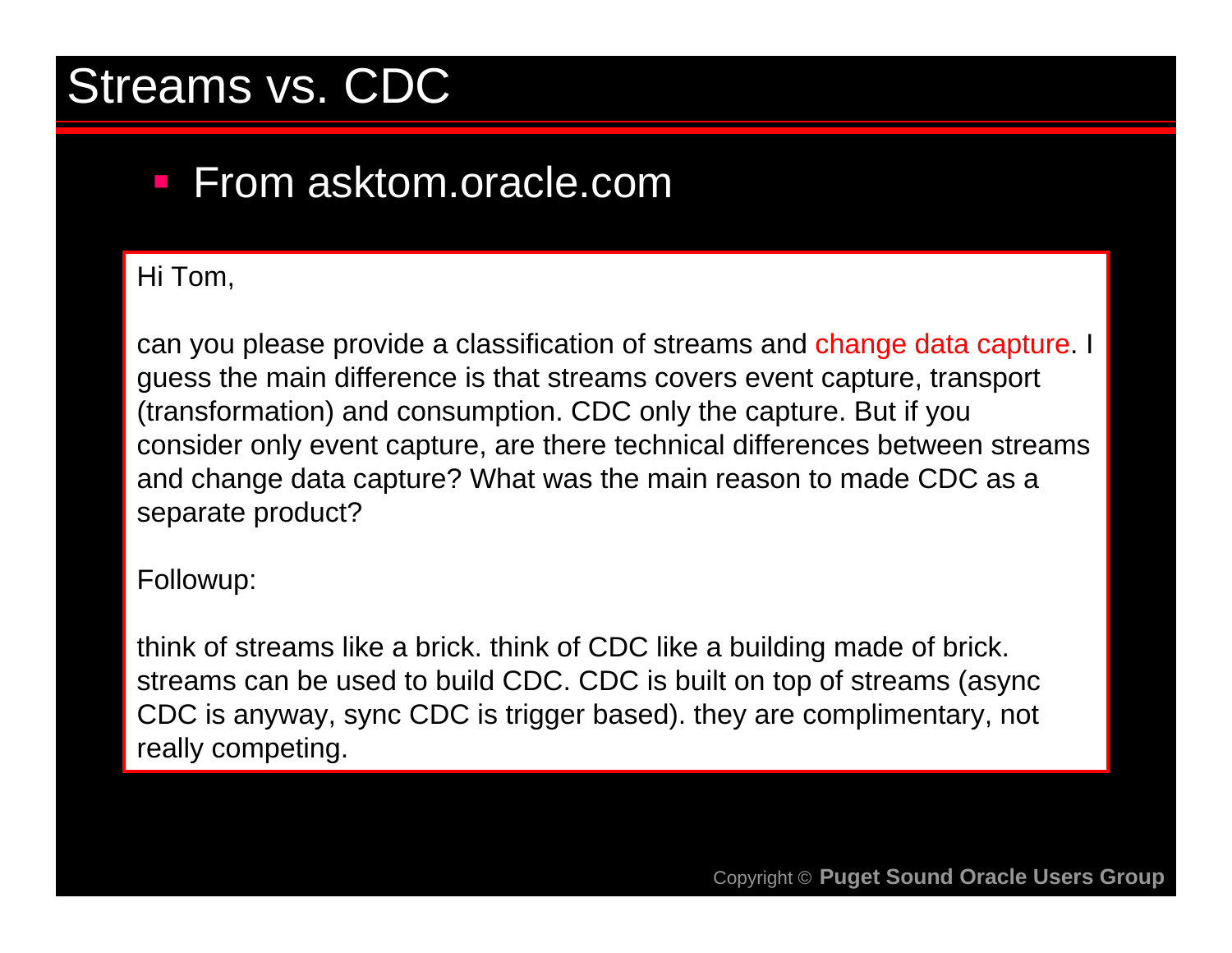# Streams vs. CDC

- From asktom.oracle.com

Hi Tom,

can you please provide a classification of streams and change data capture. I guess the main difference is that streams covers event capture, transport (transformation) and consumption. CDC only the capture. But if you consider only event capture, are there technical differences between streams and change data capture? What was the main reason to made CDC as a separate product?

Followup:

think of streams like a brick. think of CDC like a building made of brick. streams can be used to build CDC. CDC is built on top of streams (async CDC is anyway, sync CDC is trigger based). they are complimentary, not really competing.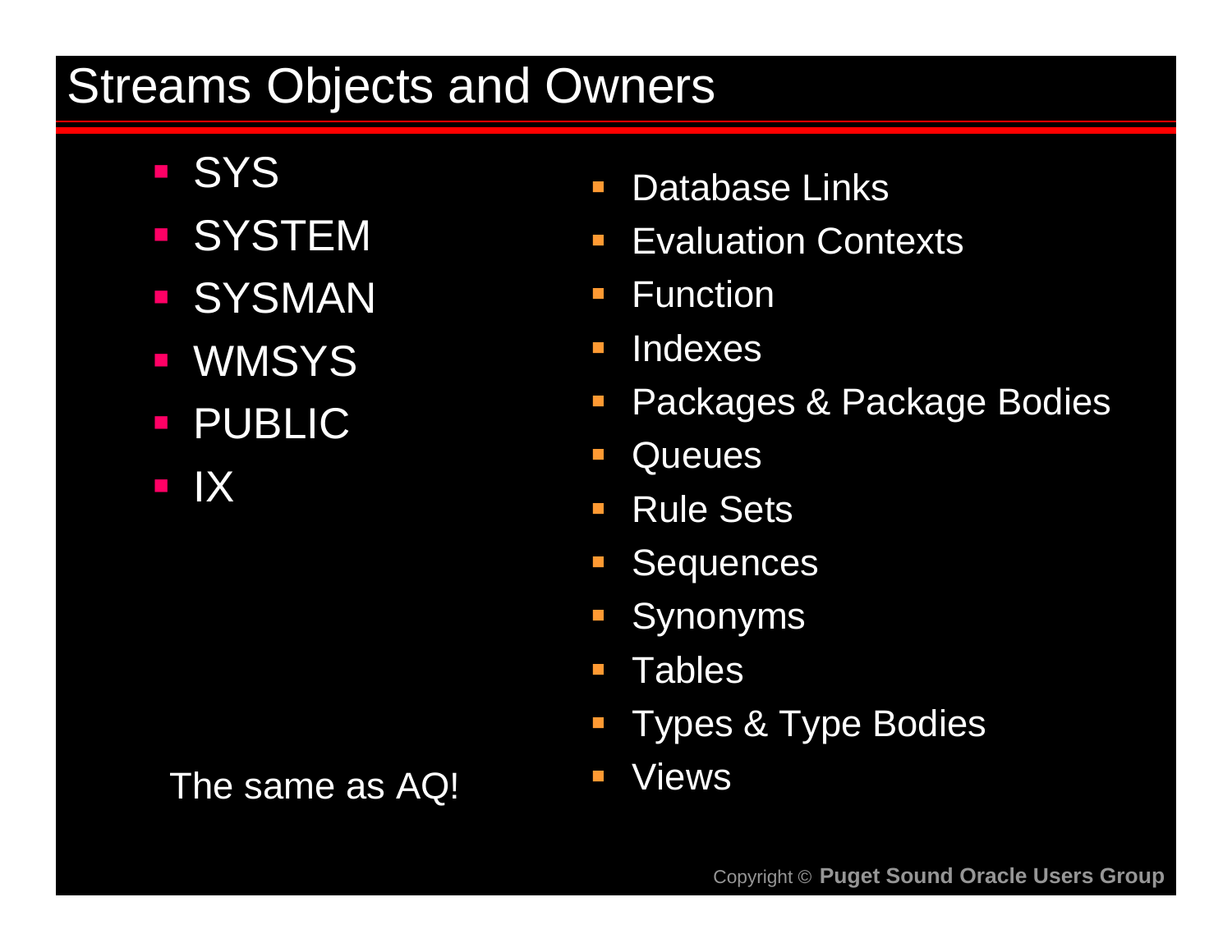# Streams Objects and Owners

- SYS
- SYSTEM
- SYSMAN
- WMSYS
- PUBLIC
- IX

The same as AQ!

- Database Links
- Evaluation Contexts
- Function
- Indexes
- Packages & Package Bodies
- Queues
- Rule Sets
- Sequences
- Synonyms
- Tables
- Types & Type Bodies
- Views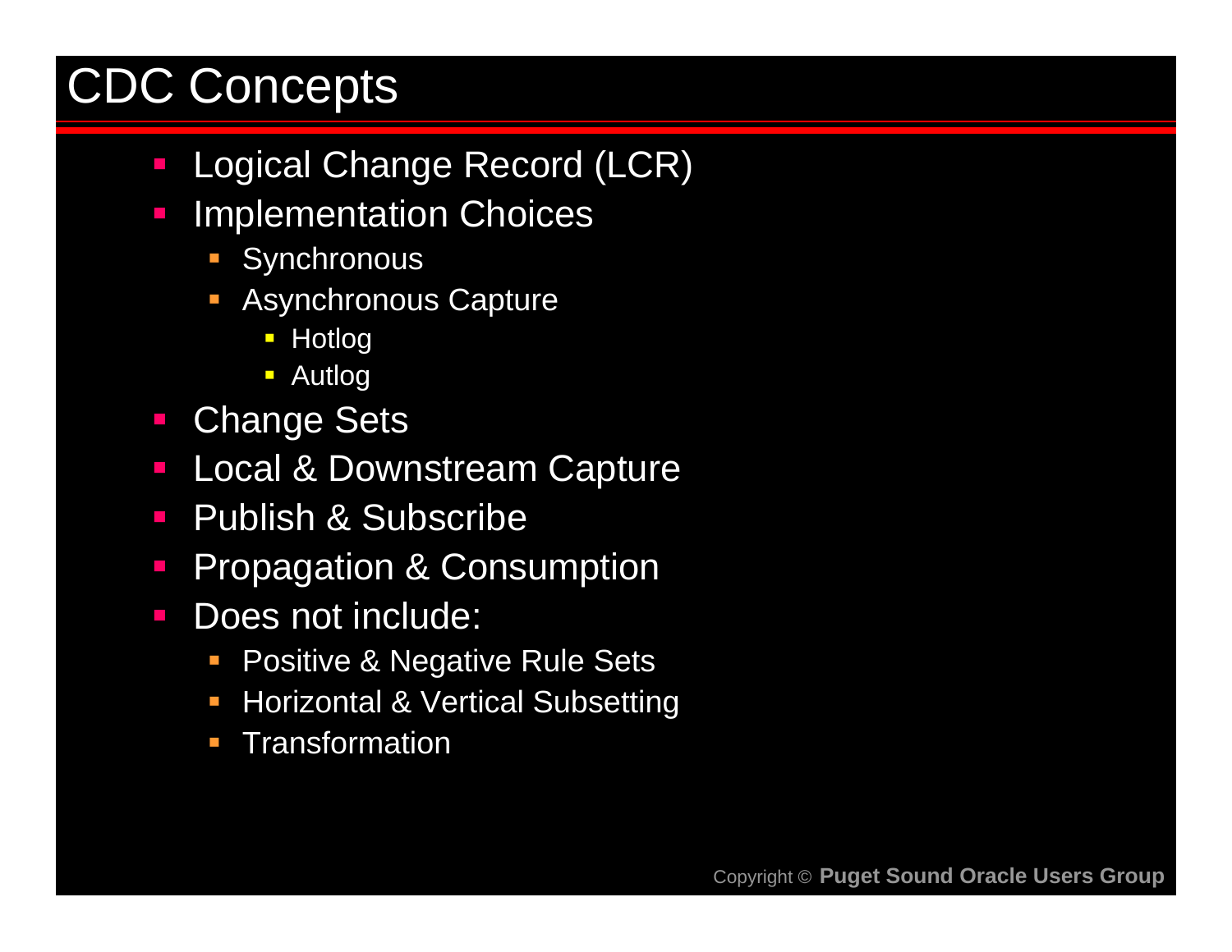# CDC Concepts

- Logical Change Record (LCR)
- Implementation Choices
  - Synchronous
  - Asynchronous Capture
    - Hotlog
    - Autlog
- Change Sets
- Local & Downstream Capture
- Publish & Subscribe
- Propagation & Consumption
- Does not include:
  - Positive & Negative Rule Sets
  - Horizontal & Vertical Subsetting
  - Transformation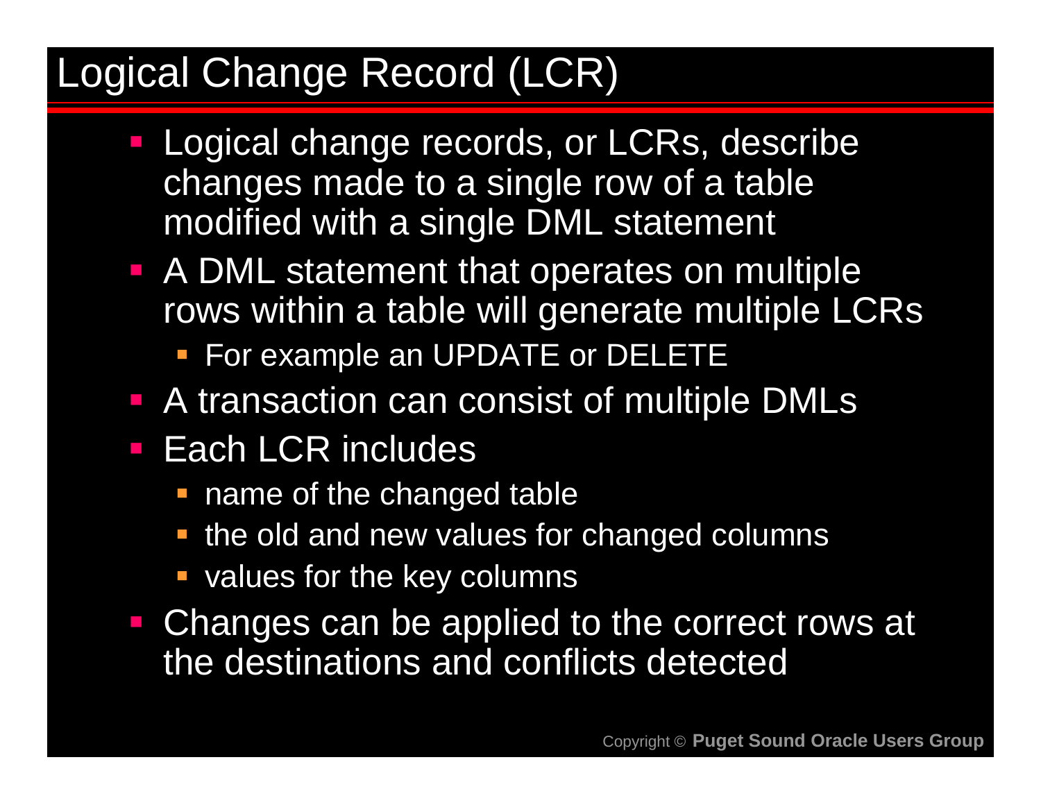# Logical Change Record (LCR)

- Logical change records, or LCRs, describe changes made to a single row of a table modified with a single DML statement
- A DML statement that operates on multiple rows within a table will generate multiple LCRs
  - For example an UPDATE or DELETE
- A transaction can consist of multiple DMLs
- Each LCR includes
  - name of the changed table
  - the old and new values for changed columns
  - values for the key columns
- Changes can be applied to the correct rows at the destinations and conflicts detected

Copyright © **Puget Sound Oracle Users Group**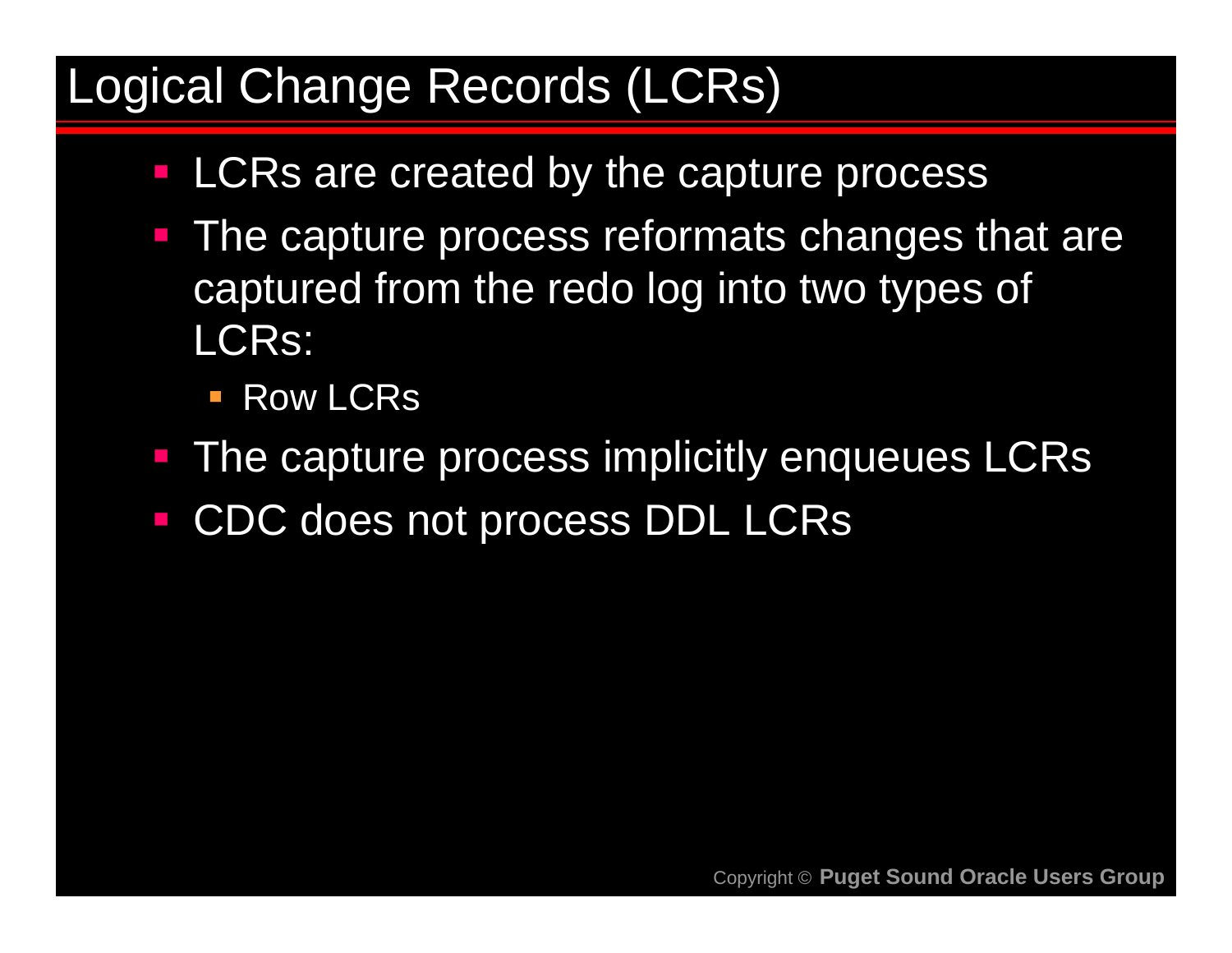# Logical Change Records (LCRs)

- LCRs are created by the capture process
- The capture process reformats changes that are captured from the redo log into two types of LCRs:
  - Row LCRs
- The capture process implicitly enqueues LCRs
- CDC does not process DDL LCRs

Copyright © **Puget Sound Oracle Users Group**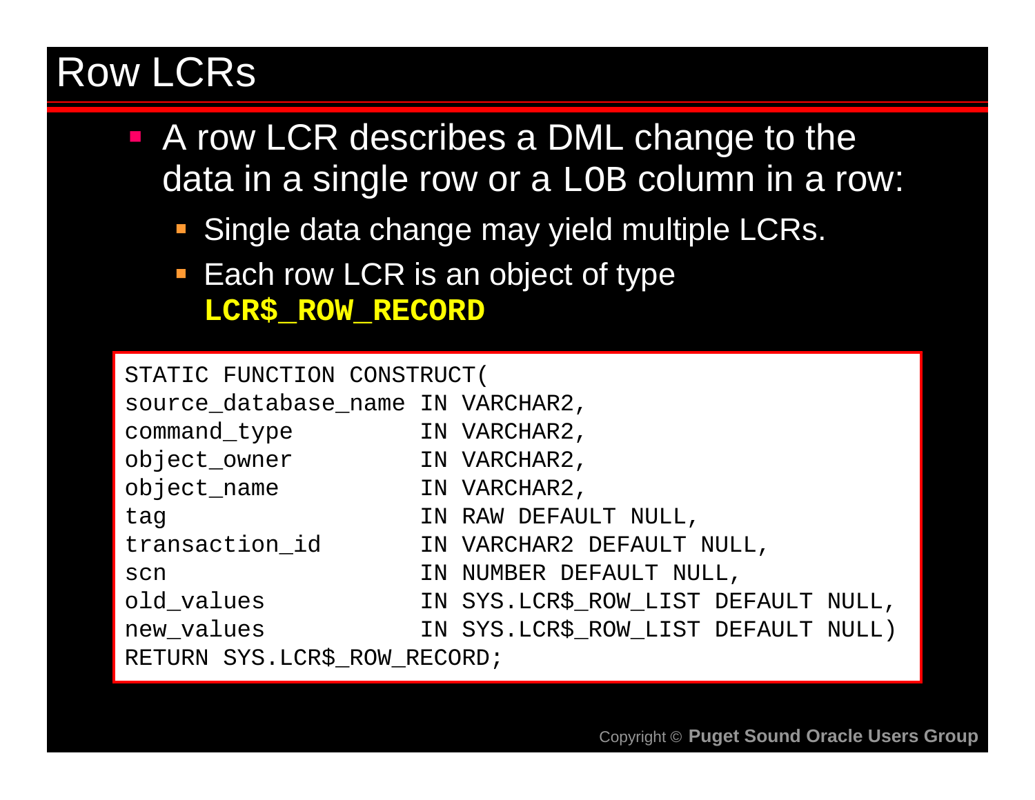# Row LCRs

- A row LCR describes a DML change to the data in a single row or a LOB column in a row:
  - Single data change may yield multiple LCRs.
  - Each row LCR is an object of type **LCR$_ROW_RECORD**

```
STATIC FUNCTION CONSTRUCT(
source_database_name IN VARCHAR2,
command_type         IN VARCHAR2,
object_owner         IN VARCHAR2,
object_name          IN VARCHAR2,
tag                  IN RAW DEFAULT NULL,
transaction_id       IN VARCHAR2 DEFAULT NULL,
scn                  IN NUMBER DEFAULT NULL,
old_values           IN SYS.LCR$_ROW_LIST DEFAULT NULL,
new_values           IN SYS.LCR$_ROW_LIST DEFAULT NULL)
RETURN SYS.LCR$_ROW_RECORD;
```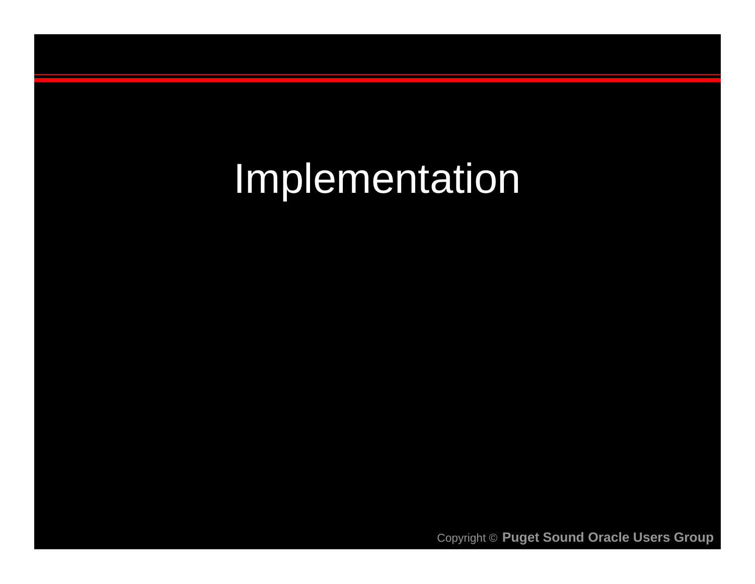# Implementation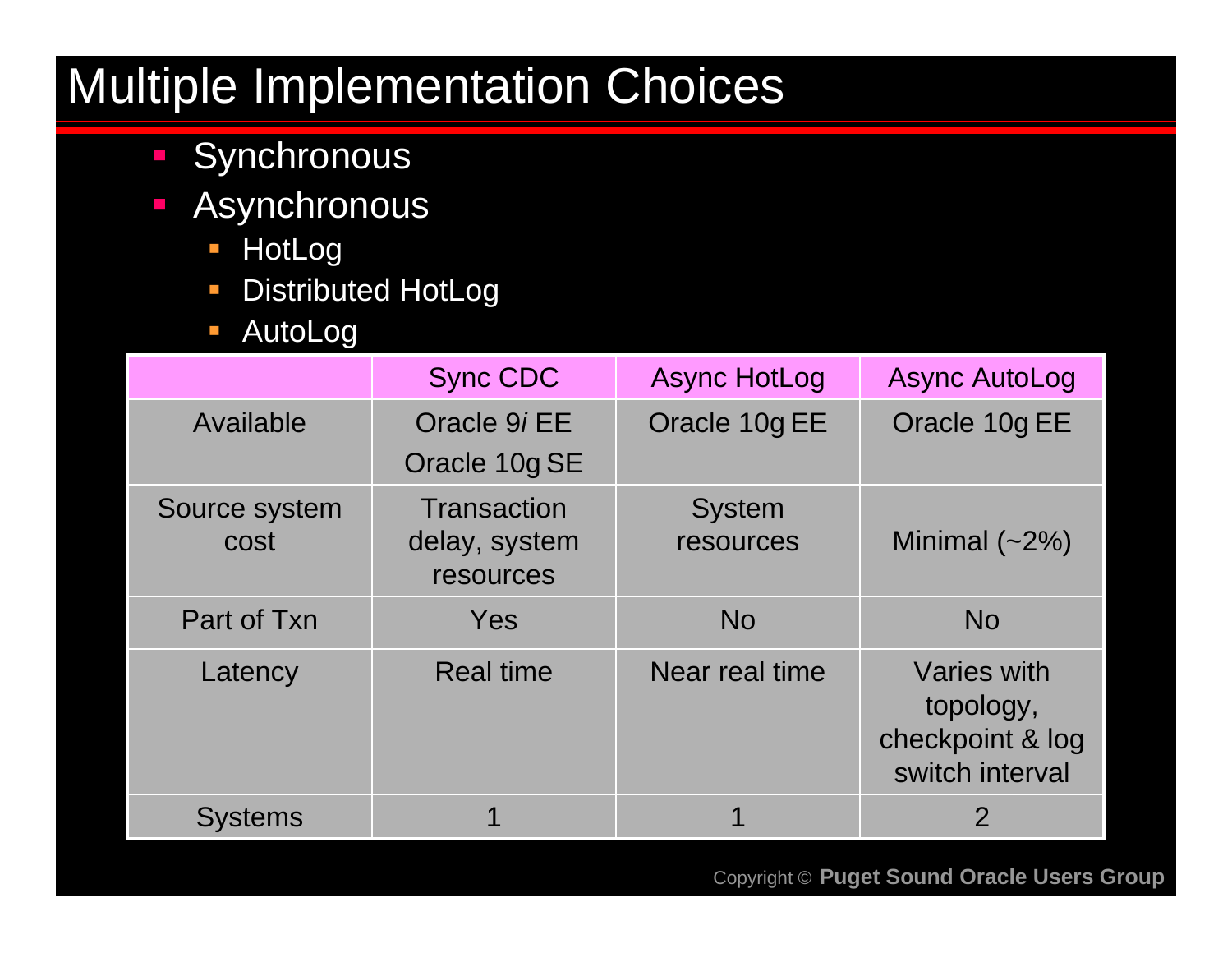# Multiple Implementation Choices

- Synchronous
- Asynchronous
  - HotLog
  - Distributed HotLog
  - AutoLog

| | Sync CDC | Async HotLog | Async AutoLog |
|---|---|---|---|
| Available | Oracle 9*i* EE<br>Oracle 10g SE | Oracle 10g EE | Oracle 10g EE |
| Source system cost | Transaction delay, system resources | System resources | Minimal (~2%) |
| Part of Txn | Yes | No | No |
| Latency | Real time | Near real time | Varies with topology, checkpoint & log switch interval |
| Systems | 1 | 1 | 2 |

Copyright © **Puget Sound Oracle Users Group**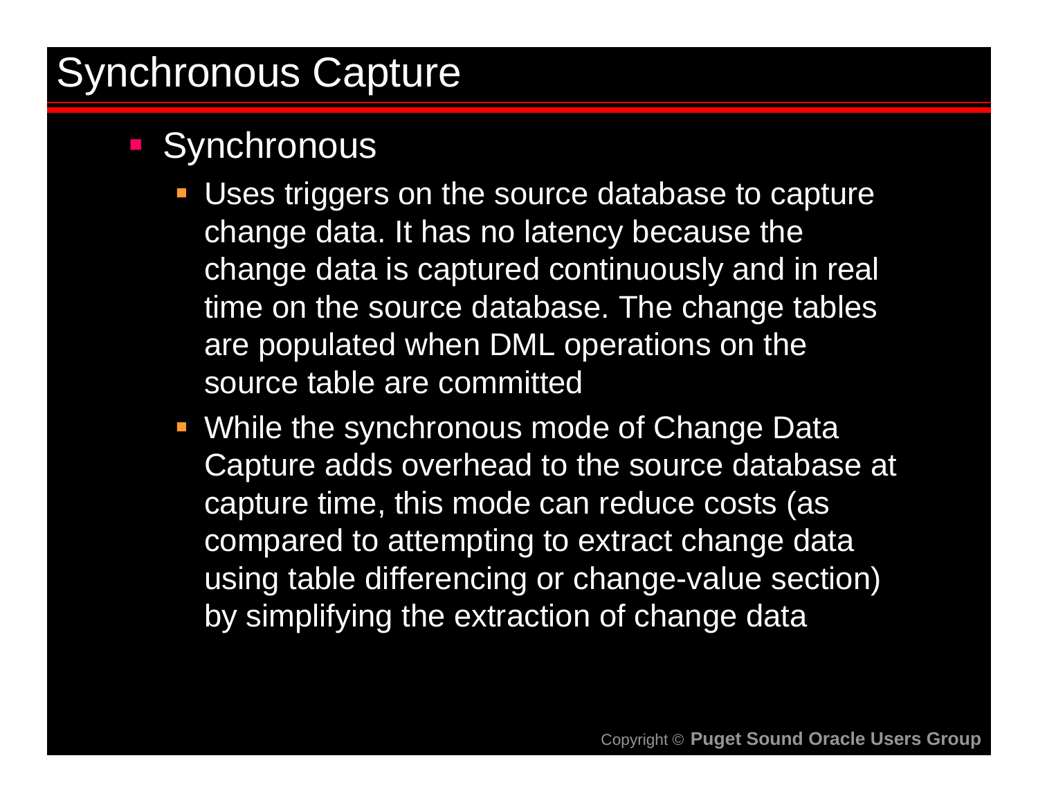# Synchronous Capture

- Synchronous
  - Uses triggers on the source database to capture change data. It has no latency because the change data is captured continuously and in real time on the source database. The change tables are populated when DML operations on the source table are committed
  - While the synchronous mode of Change Data Capture adds overhead to the source database at capture time, this mode can reduce costs (as compared to attempting to extract change data using table differencing or change-value section) by simplifying the extraction of change data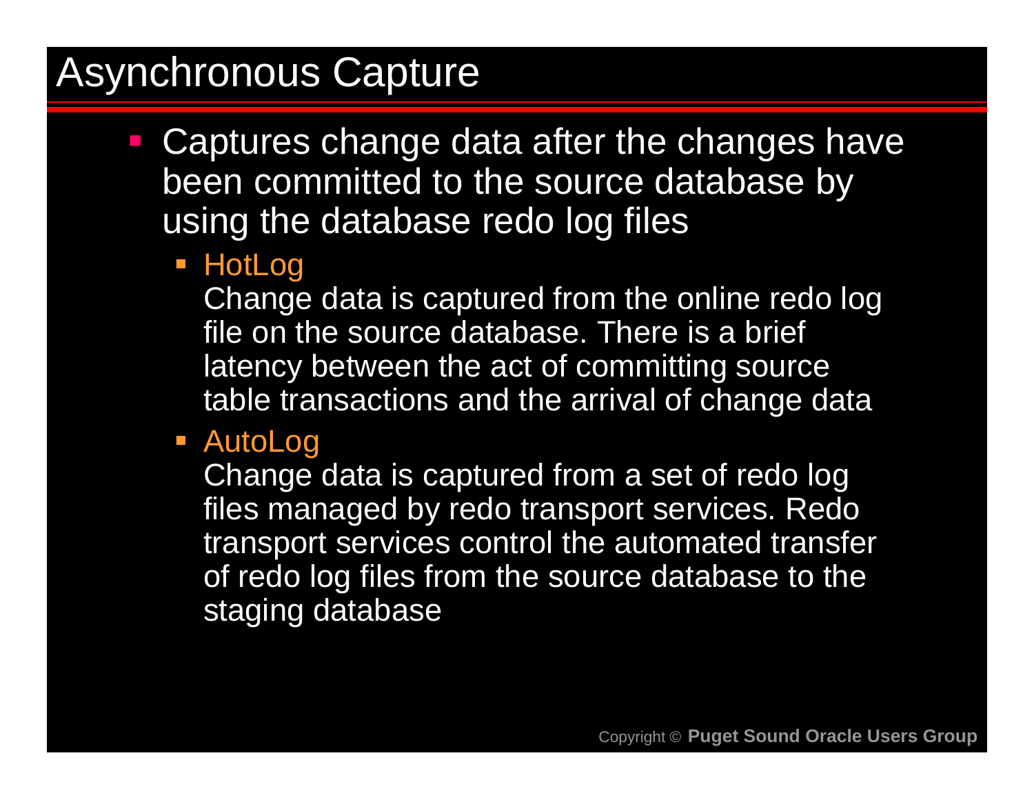# Asynchronous Capture

- Captures change data after the changes have been committed to the source database by using the database redo log files
  - HotLog
    Change data is captured from the online redo log file on the source database. There is a brief latency between the act of committing source table transactions and the arrival of change data
  - AutoLog
    Change data is captured from a set of redo log files managed by redo transport services. Redo transport services control the automated transfer of redo log files from the source database to the staging database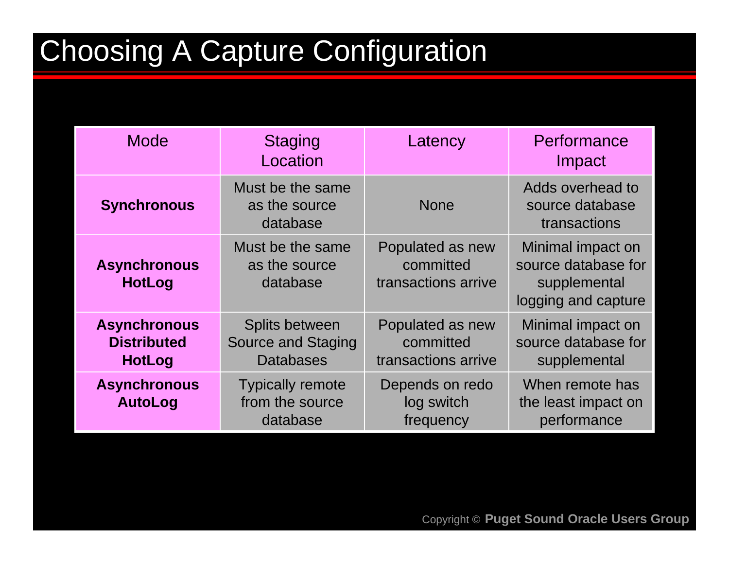# Choosing A Capture Configuration

| Mode | Staging Location | Latency | Performance Impact |
| --- | --- | --- | --- |
| **Synchronous** | Must be the same as the source database | None | Adds overhead to source database transactions |
| **Asynchronous HotLog** | Must be the same as the source database | Populated as new committed transactions arrive | Minimal impact on source database for supplemental logging and capture |
| **Asynchronous Distributed HotLog** | Splits between Source and Staging Databases | Populated as new committed transactions arrive | Minimal impact on source database for supplemental |
| **Asynchronous AutoLog** | Typically remote from the source database | Depends on redo log switch frequency | When remote has the least impact on performance |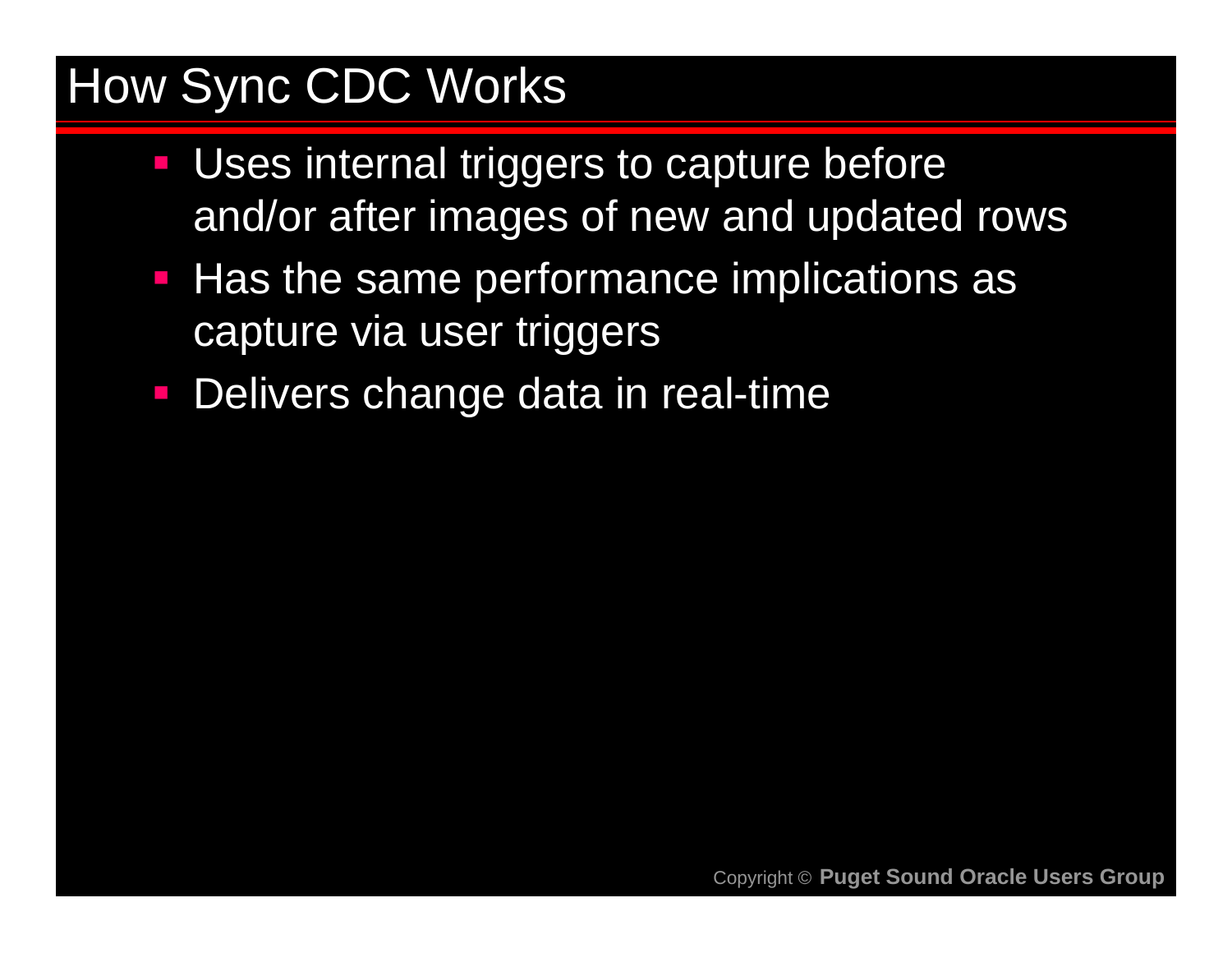# How Sync CDC Works

- Uses internal triggers to capture before and/or after images of new and updated rows
- Has the same performance implications as capture via user triggers
- Delivers change data in real-time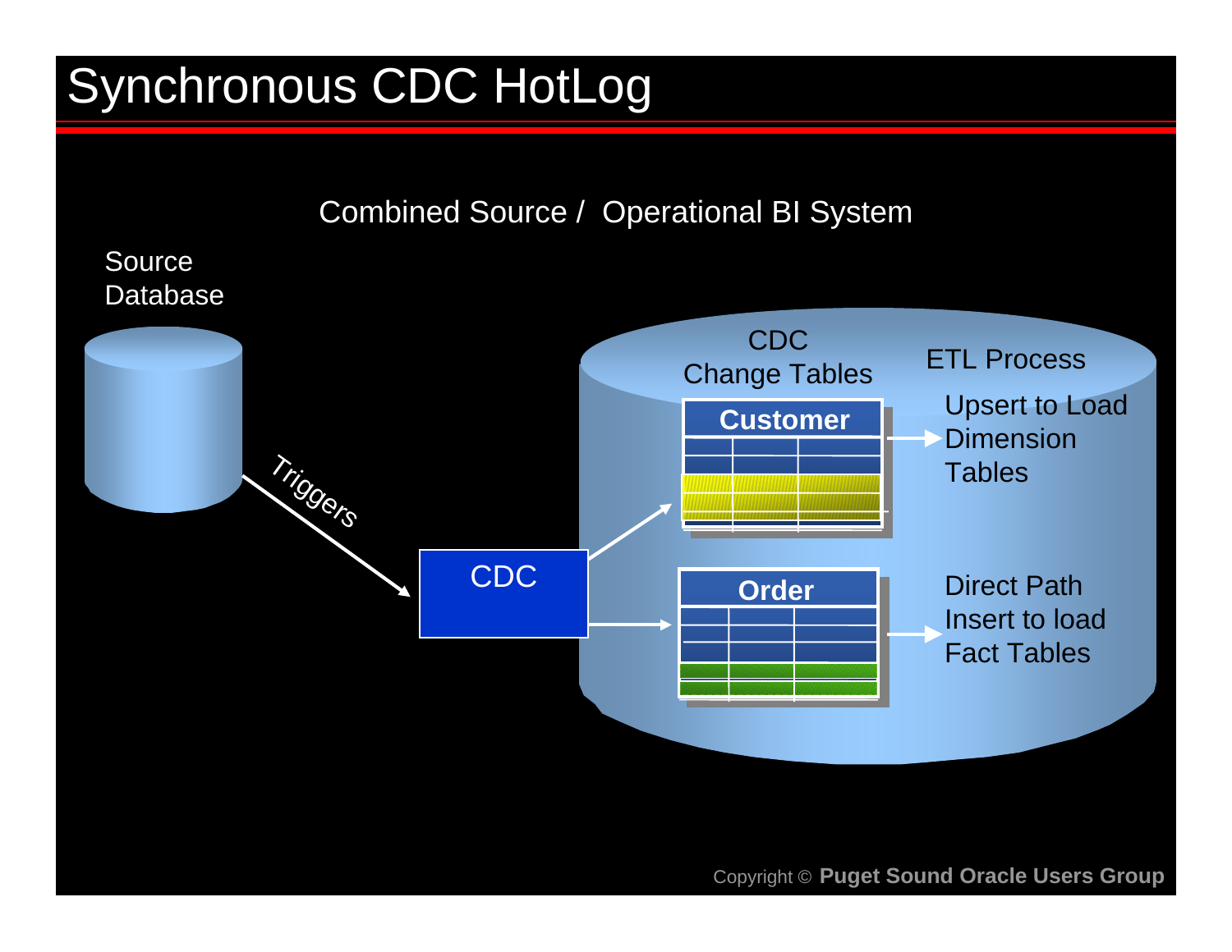# Synchronous CDC HotLog

Combined Source / Operational BI System

Source Database

Triggers

CDC

CDC Change Tables

Customer

Order

ETL Process

Upsert to Load Dimension Tables

Direct Path Insert to load Fact Tables

Copyright © **Puget Sound Oracle Users Group**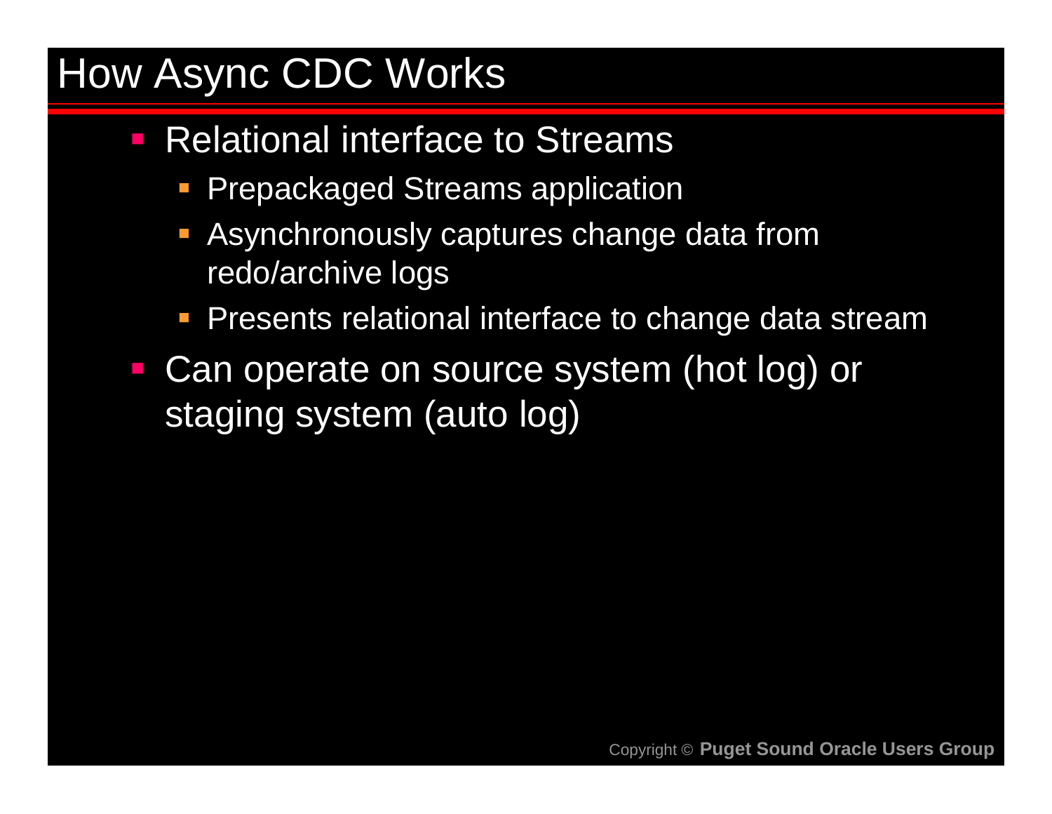# How Async CDC Works

- Relational interface to Streams
  - Prepackaged Streams application
  - Asynchronously captures change data from redo/archive logs
  - Presents relational interface to change data stream
- Can operate on source system (hot log) or staging system (auto log)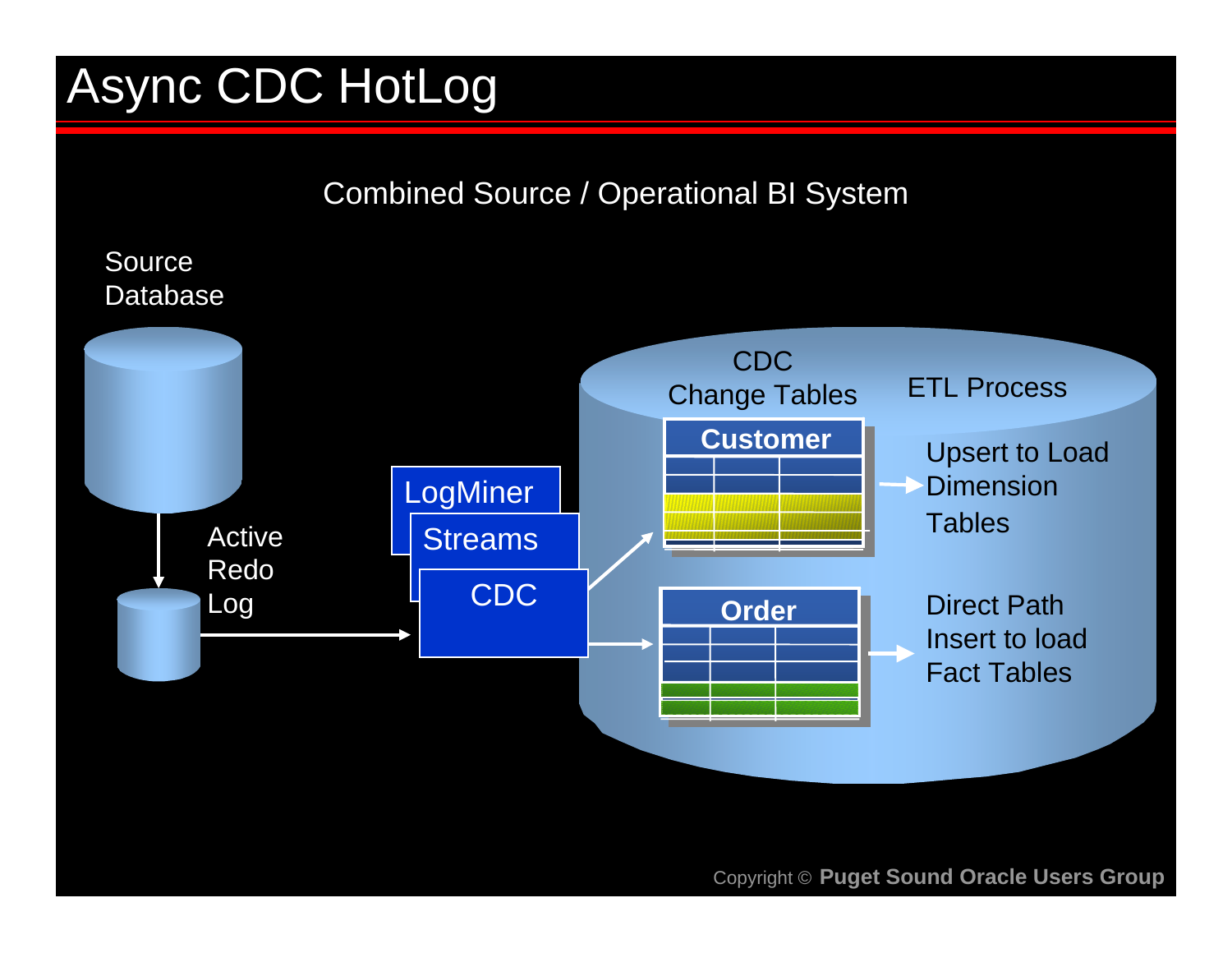# Async CDC HotLog

Combined Source / Operational BI System

Source Database

Active Redo Log

LogMiner

Streams

CDC

CDC Change Tables

Customer

Order

ETL Process

Upsert to Load Dimension Tables

Direct Path Insert to load Fact Tables

Copyright © **Puget Sound Oracle Users Group**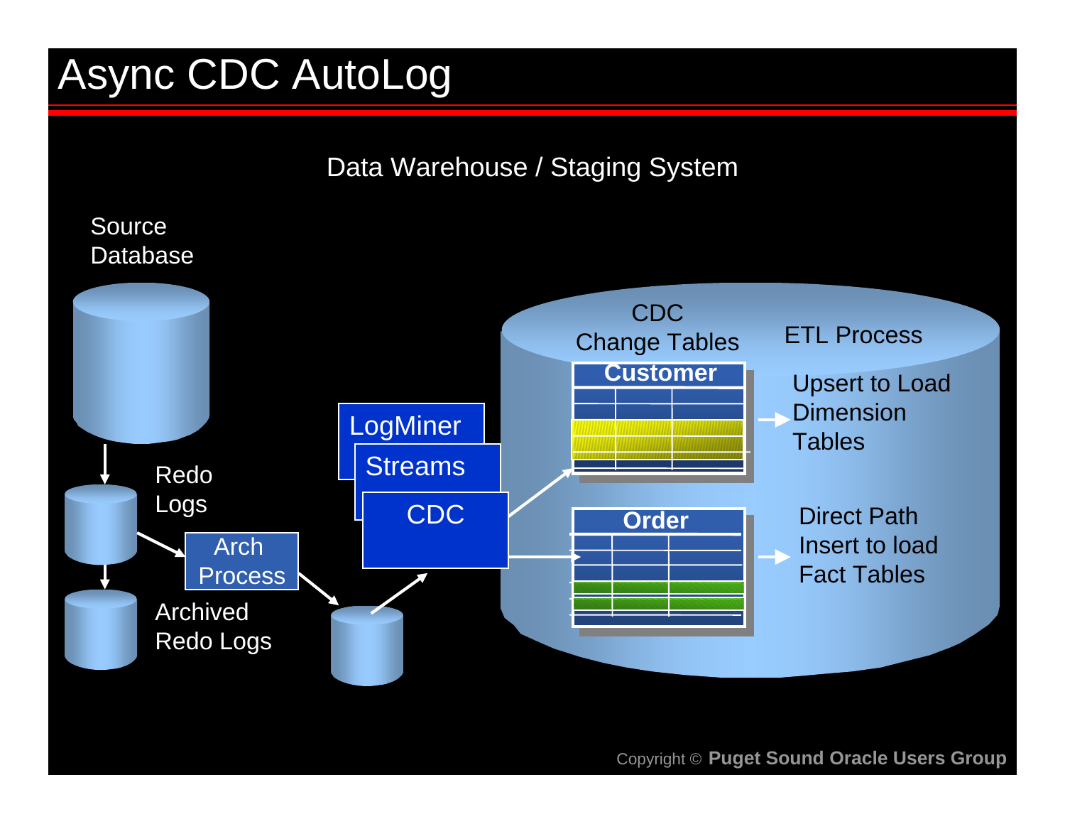# Async CDC AutoLog

Data Warehouse / Staging System

Source Database

Redo Logs

Arch Process

Archived Redo Logs

LogMiner

Streams

CDC

CDC Change Tables

Customer

Order

ETL Process

Upsert to Load Dimension Tables

Direct Path Insert to load Fact Tables

Copyright © **Puget Sound Oracle Users Group**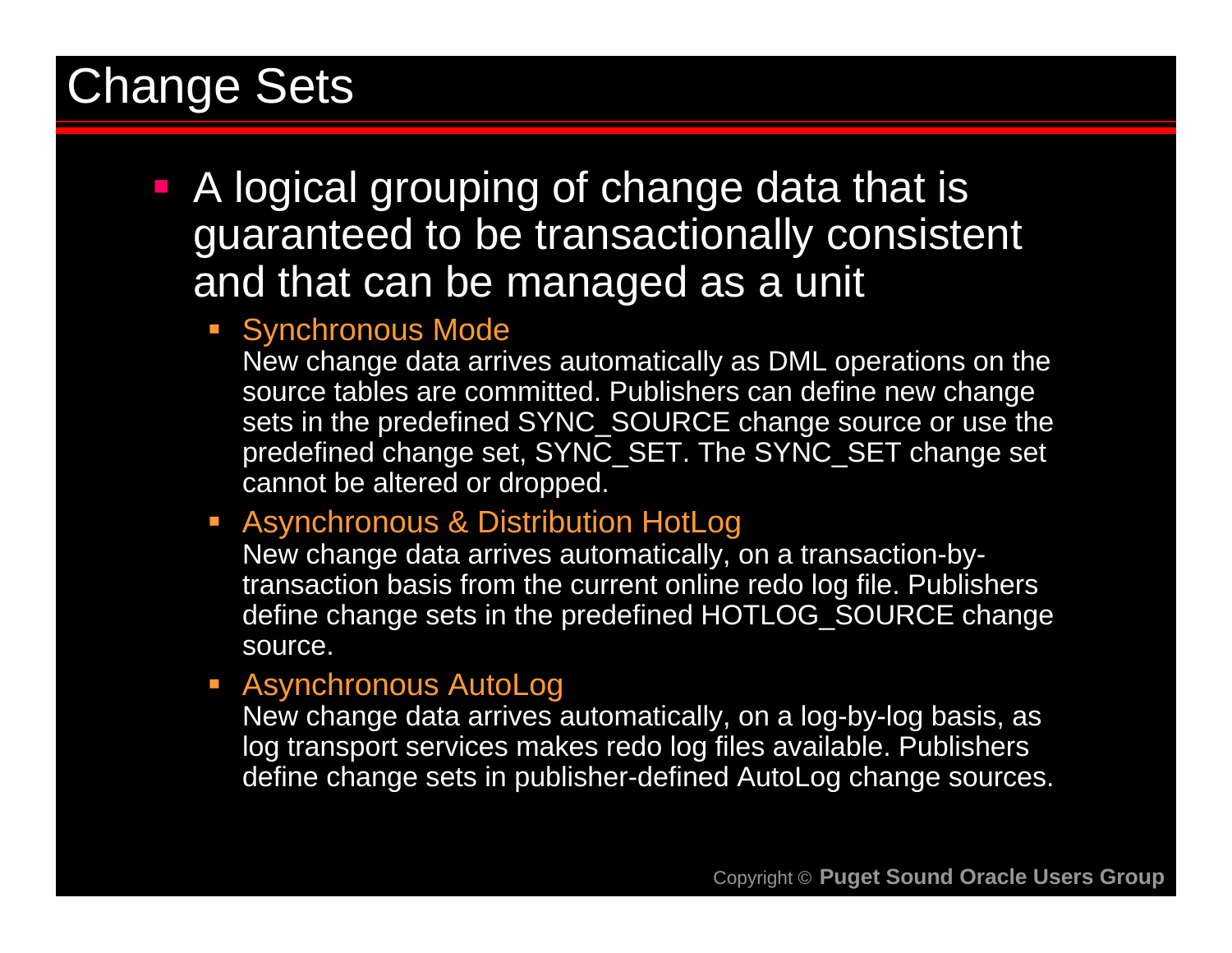# Change Sets

- A logical grouping of change data that is guaranteed to be transactionally consistent and that can be managed as a unit
  - Synchronous Mode
    New change data arrives automatically as DML operations on the source tables are committed. Publishers can define new change sets in the predefined SYNC_SOURCE change source or use the predefined change set, SYNC_SET. The SYNC_SET change set cannot be altered or dropped.
  - Asynchronous & Distribution HotLog
    New change data arrives automatically, on a transaction-by-transaction basis from the current online redo log file. Publishers define change sets in the predefined HOTLOG_SOURCE change source.
  - Asynchronous AutoLog
    New change data arrives automatically, on a log-by-log basis, as log transport services makes redo log files available. Publishers define change sets in publisher-defined AutoLog change sources.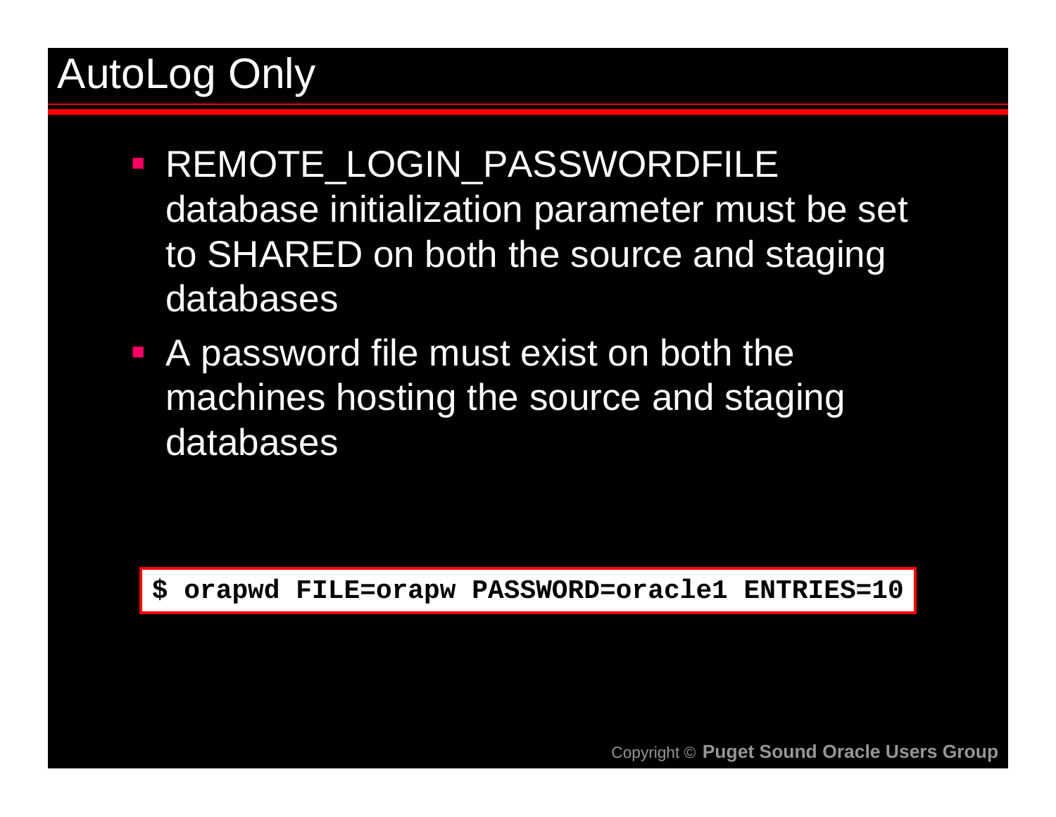# AutoLog Only

- REMOTE_LOGIN_PASSWORDFILE database initialization parameter must be set to SHARED on both the source and staging databases
- A password file must exist on both the machines hosting the source and staging databases

```
$ orapwd FILE=orapw PASSWORD=oracle1 ENTRIES=10
```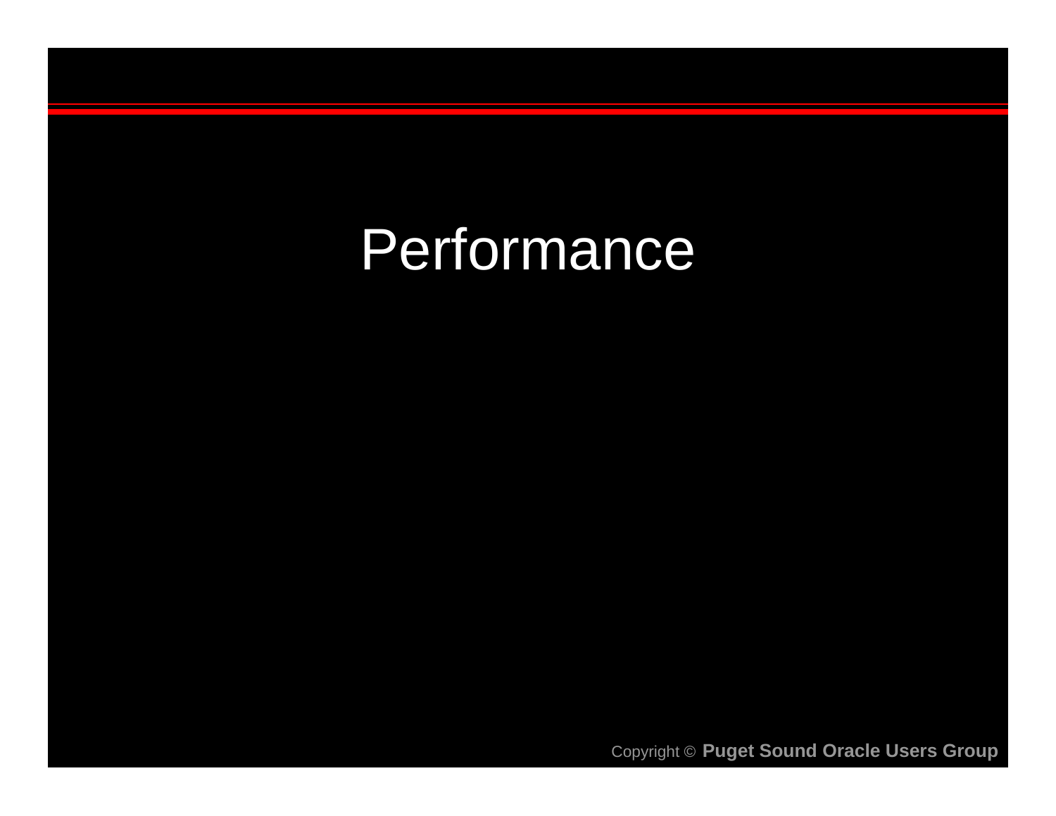# Performance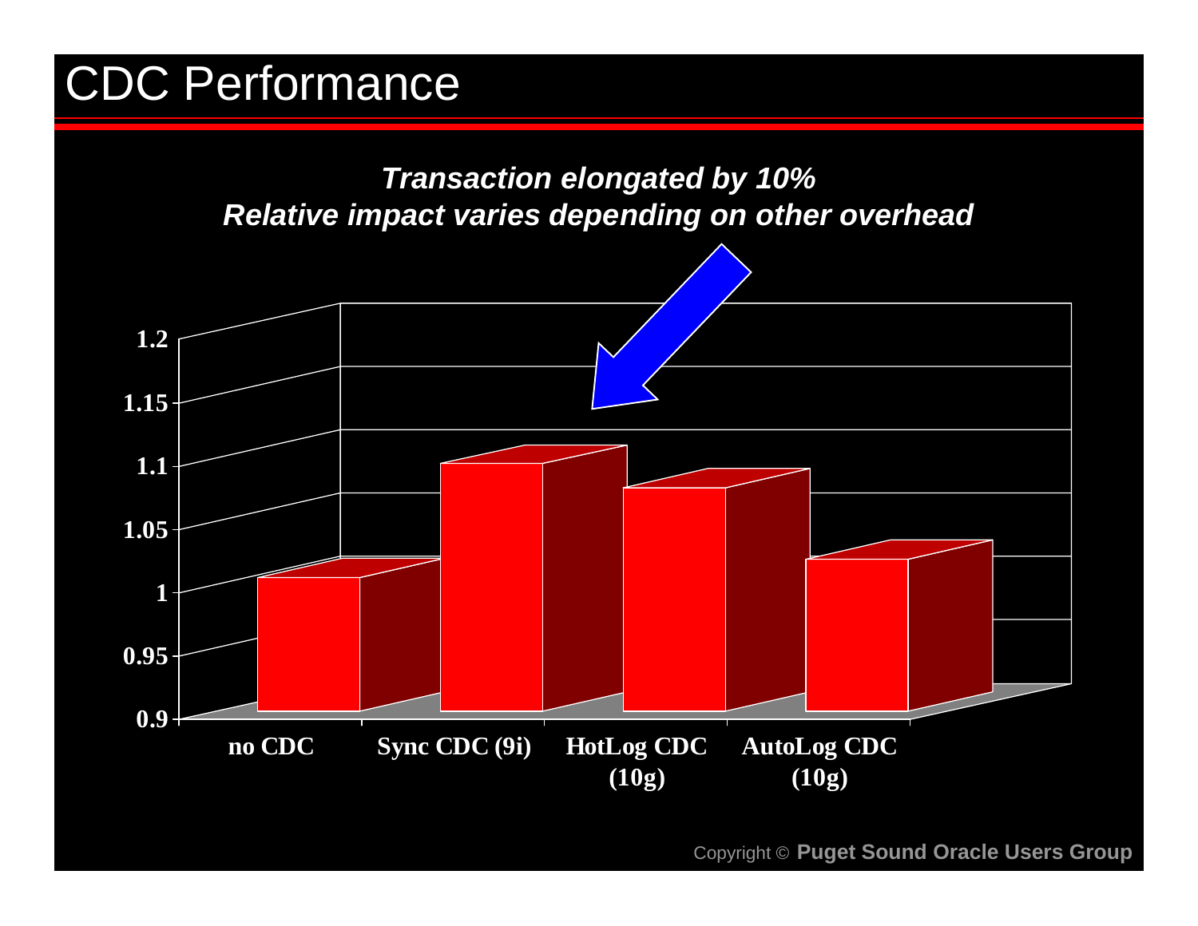# CDC Performance

***Transaction elongated by 10%***
***Relative impact varies depending on other overhead***

1.2
1.15
1.1
1.05
1
0.95
0.9

no CDC | Sync CDC (9i) | HotLog CDC (10g) | AutoLog CDC (10g)

Copyright © **Puget Sound Oracle Users Group**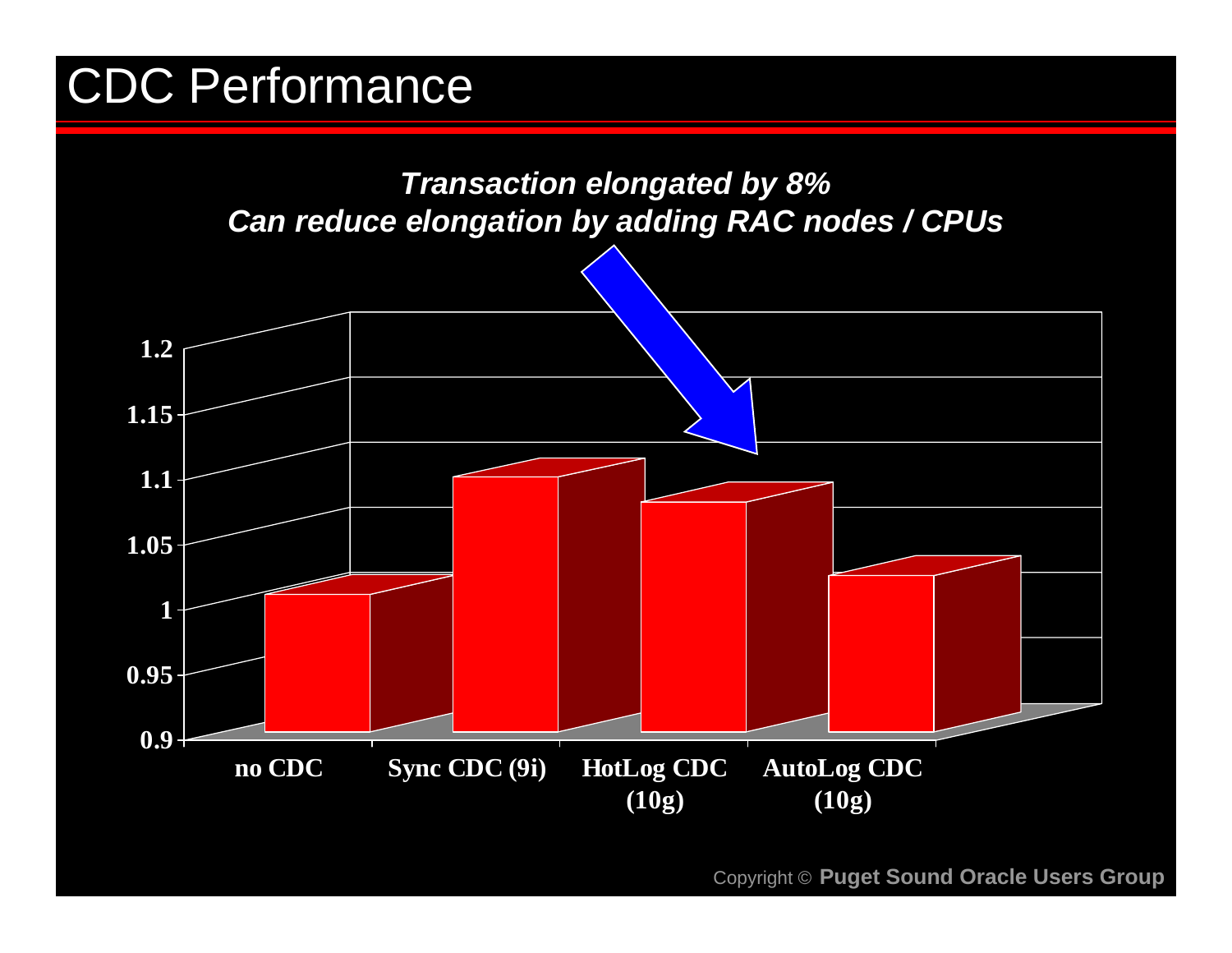# CDC Performance

***Transaction elongated by 8%***
***Can reduce elongation by adding RAC nodes / CPUs***

| | Value |
|---|---|
| no CDC | ~1.01 |
| Sync CDC (9i) | ~1.10 |
| HotLog CDC (10g) | ~1.08 |
| AutoLog CDC (10g) | ~1.02 |

Copyright © **Puget Sound Oracle Users Group**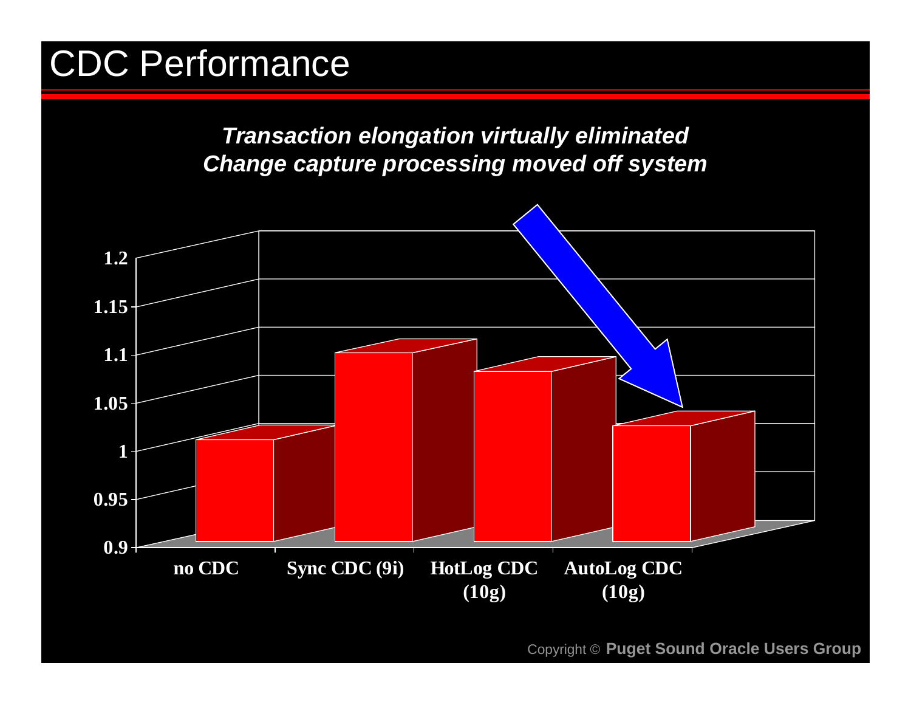# CDC Performance

***Transaction elongation virtually eliminated***
***Change capture processing moved off system***

| | Value |
|---|---|
| no CDC | ~1.01 |
| Sync CDC (9i) | ~1.10 |
| HotLog CDC (10g) | ~1.08 |
| AutoLog CDC (10g) | ~1.02 |

Copyright © **Puget Sound Oracle Users Group**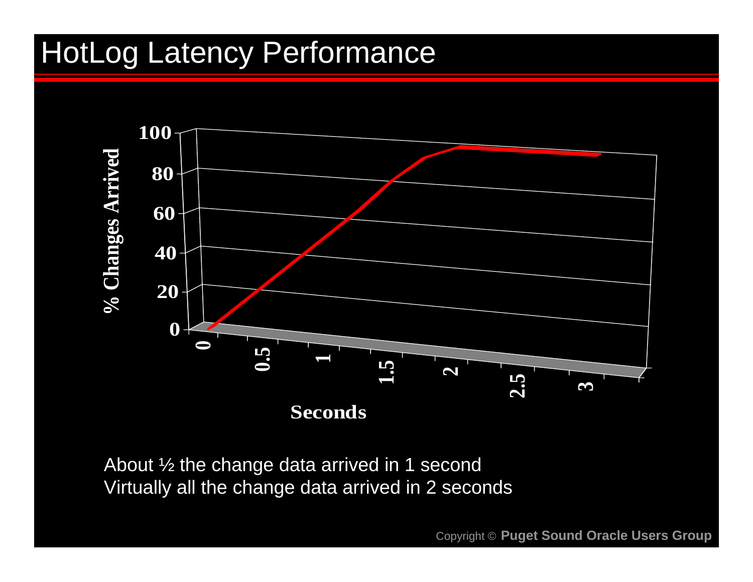# HotLog Latency Performance

% Changes Arrived

100
80
60
40
20
0

0 0.5 1 1.5 2 2.5 3

Seconds

About ½ the change data arrived in 1 second
Virtually all the change data arrived in 2 seconds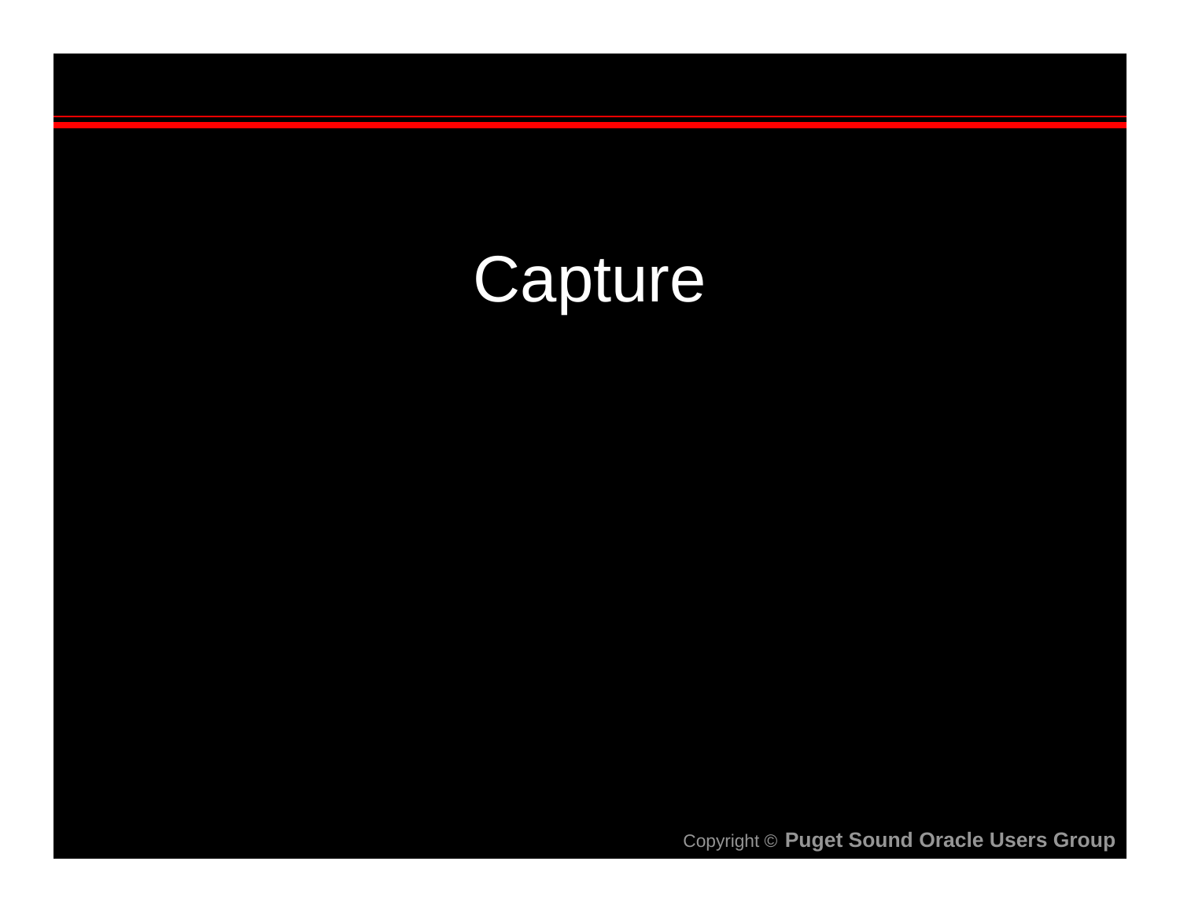# Capture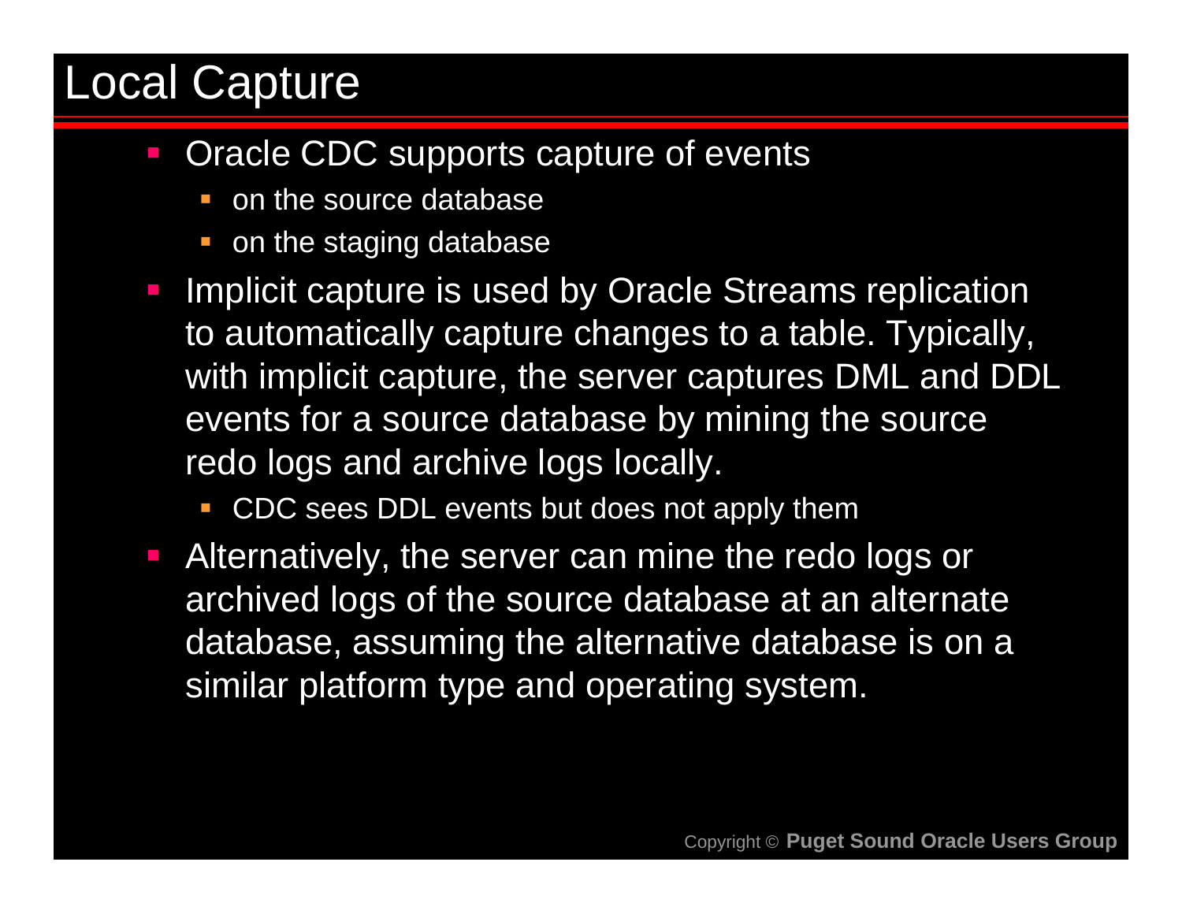# Local Capture

- Oracle CDC supports capture of events
  - on the source database
  - on the staging database
- Implicit capture is used by Oracle Streams replication to automatically capture changes to a table. Typically, with implicit capture, the server captures DML and DDL events for a source database by mining the source redo logs and archive logs locally.
  - CDC sees DDL events but does not apply them
- Alternatively, the server can mine the redo logs or archived logs of the source database at an alternate database, assuming the alternative database is on a similar platform type and operating system.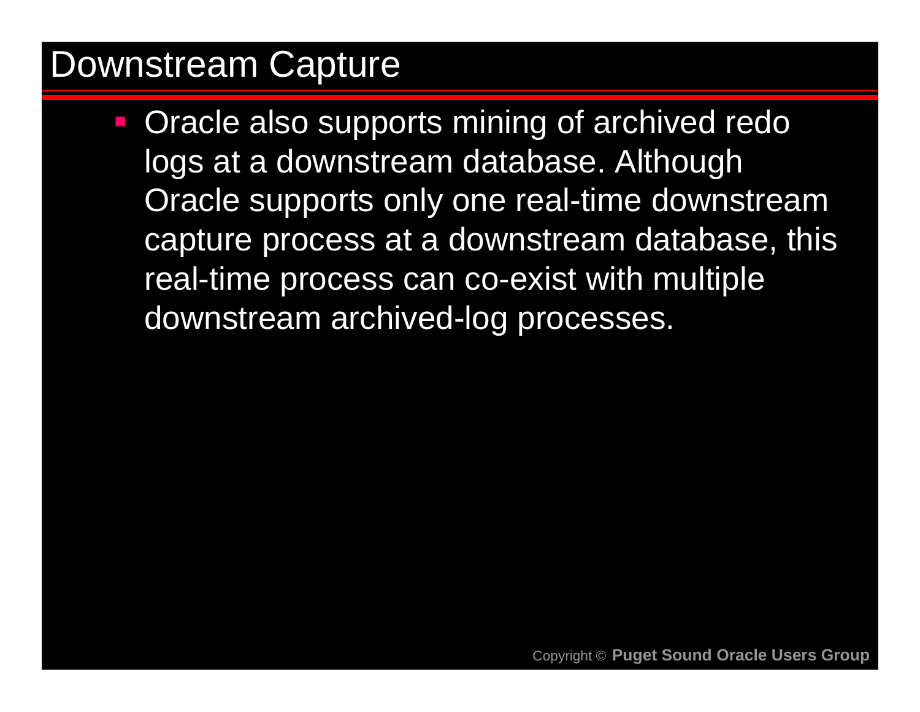# Downstream Capture

- Oracle also supports mining of archived redo logs at a downstream database. Although Oracle supports only one real-time downstream capture process at a downstream database, this real-time process can co-exist with multiple downstream archived-log processes.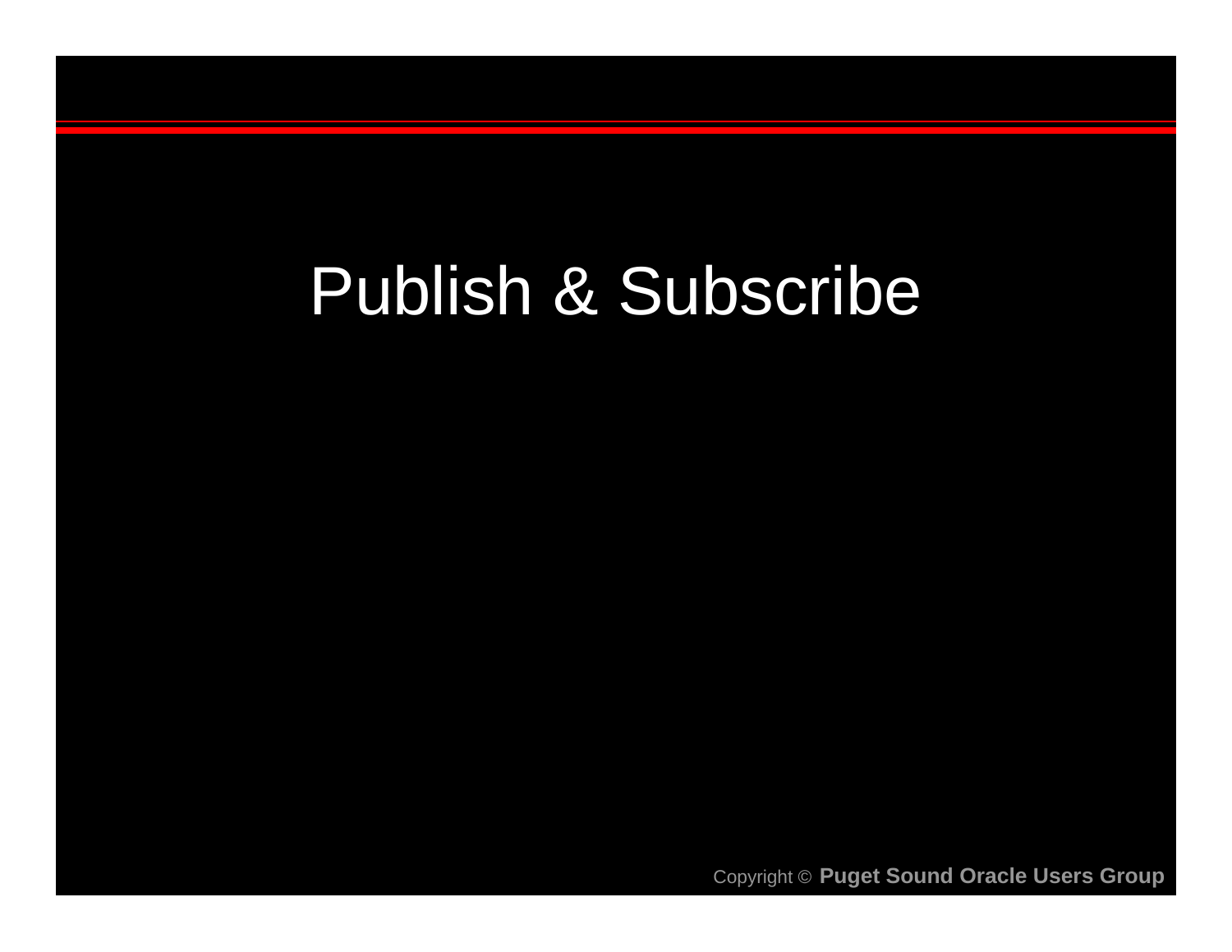# Publish & Subscribe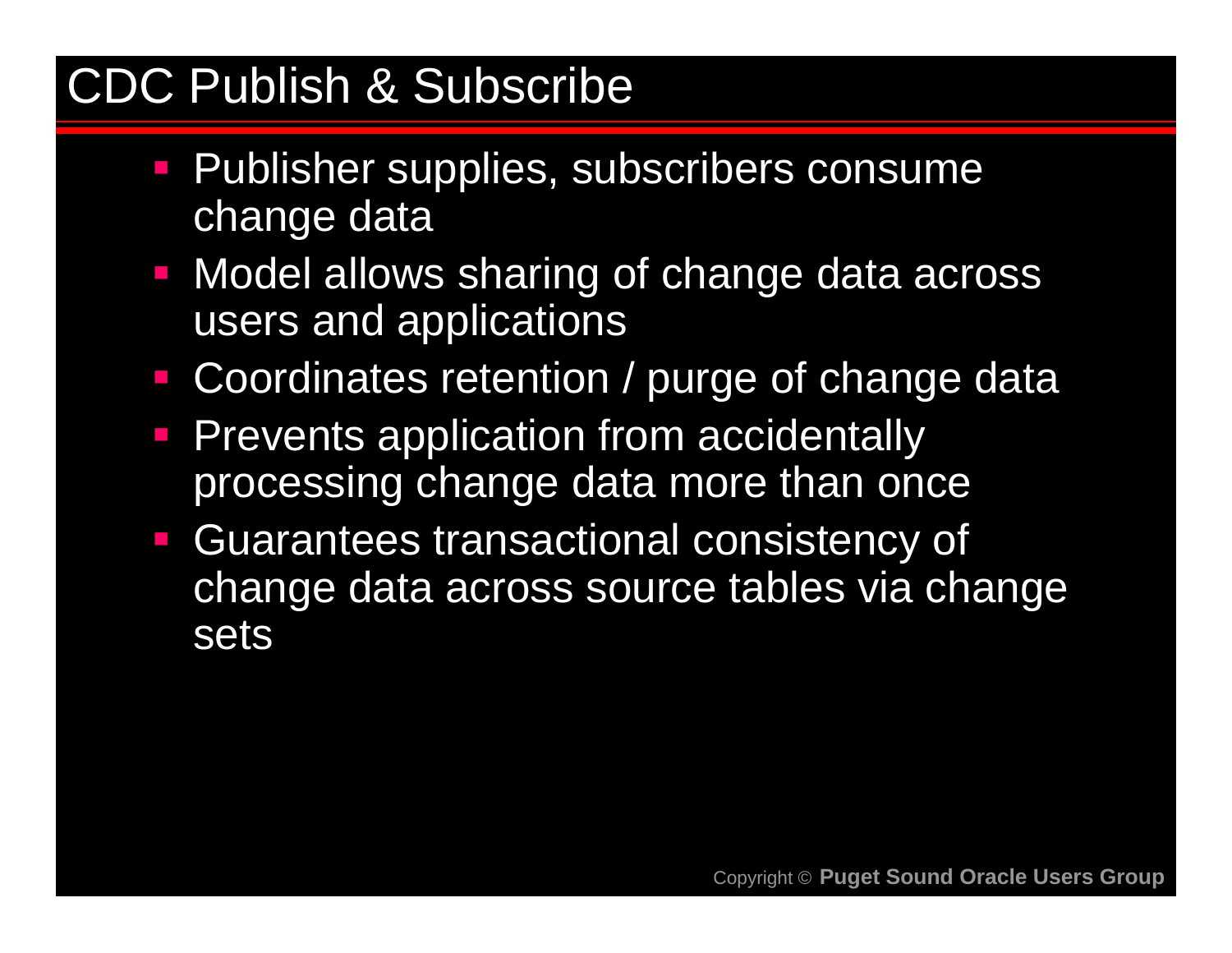# CDC Publish & Subscribe

- Publisher supplies, subscribers consume change data
- Model allows sharing of change data across users and applications
- Coordinates retention / purge of change data
- Prevents application from accidentally processing change data more than once
- Guarantees transactional consistency of change data across source tables via change sets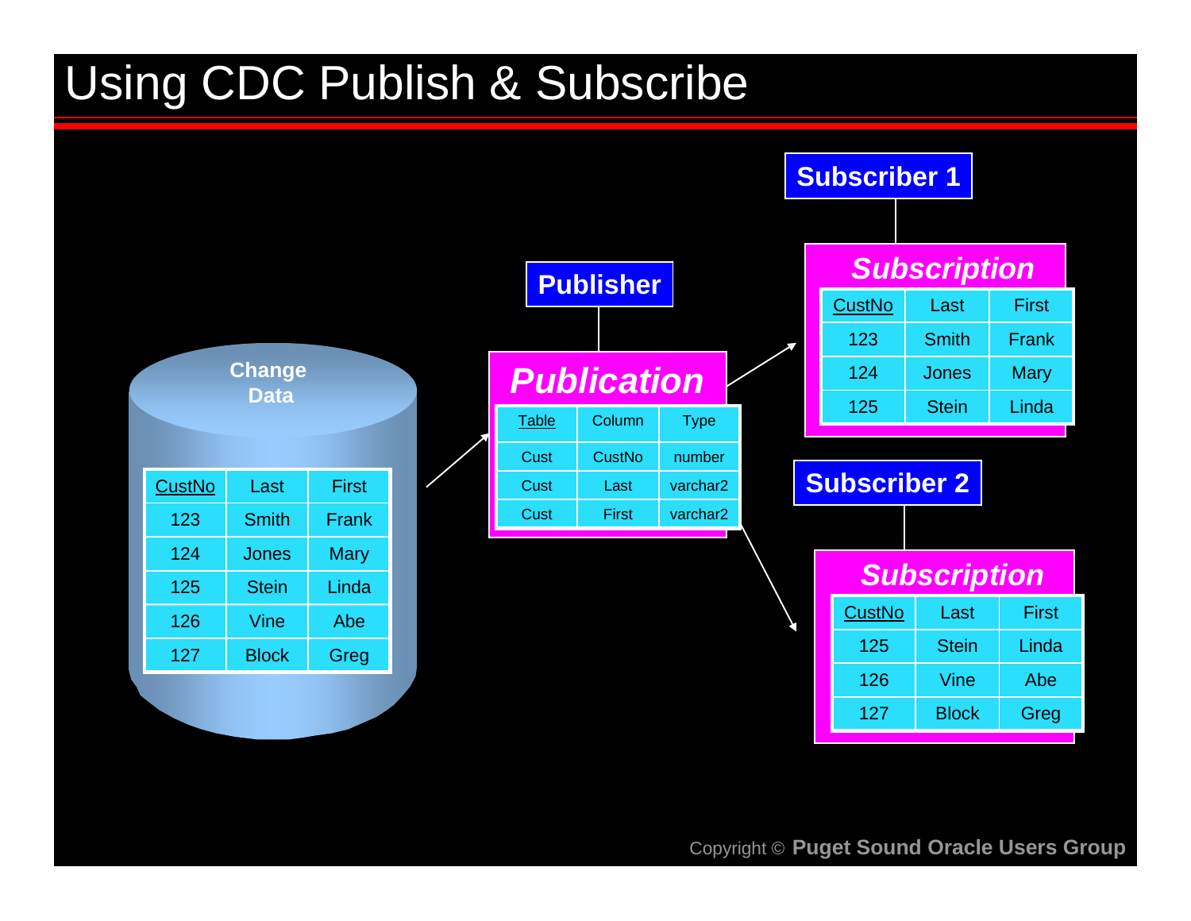# Using CDC Publish & Subscribe

**Change Data**

| CustNo | Last | First |
| --- | --- | --- |
| 123 | Smith | Frank |
| 124 | Jones | Mary |
| 125 | Stein | Linda |
| 126 | Vine | Abe |
| 127 | Block | Greg |

**Publisher**

***Publication***

| Table | Column | Type |
| --- | --- | --- |
| Cust | CustNo | number |
| Cust | Last | varchar2 |
| Cust | First | varchar2 |

**Subscriber 1**

***Subscription***

| CustNo | Last | First |
| --- | --- | --- |
| 123 | Smith | Frank |
| 124 | Jones | Mary |
| 125 | Stein | Linda |

**Subscriber 2**

***Subscription***

| CustNo | Last | First |
| --- | --- | --- |
| 125 | Stein | Linda |
| 126 | Vine | Abe |
| 127 | Block | Greg |

Copyright © **Puget Sound Oracle Users Group**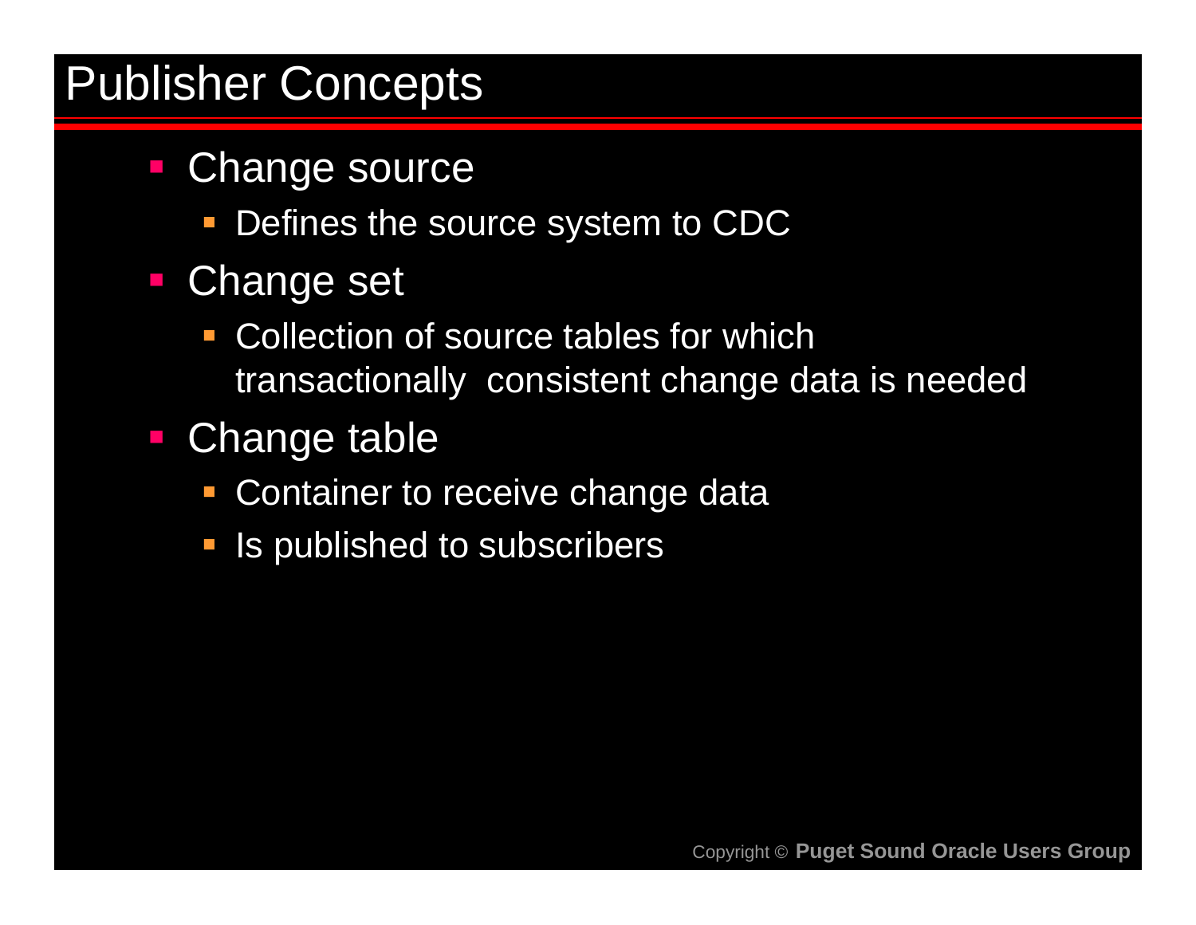# Publisher Concepts

- Change source
  - Defines the source system to CDC
- Change set
  - Collection of source tables for which transactionally consistent change data is needed
- Change table
  - Container to receive change data
  - Is published to subscribers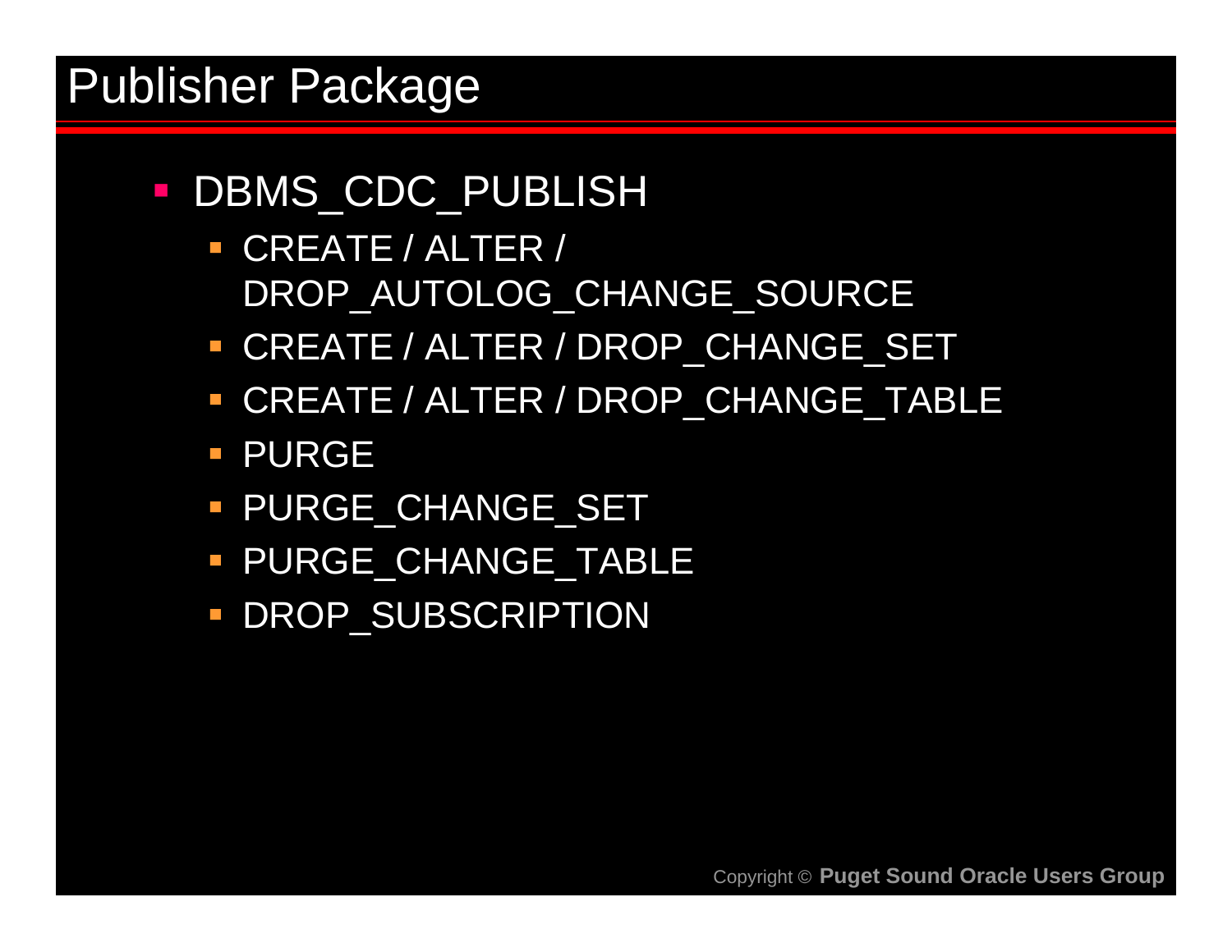# Publisher Package

- DBMS_CDC_PUBLISH
  - CREATE / ALTER / DROP_AUTOLOG_CHANGE_SOURCE
  - CREATE / ALTER / DROP_CHANGE_SET
  - CREATE / ALTER / DROP_CHANGE_TABLE
  - PURGE
  - PURGE_CHANGE_SET
  - PURGE_CHANGE_TABLE
  - DROP_SUBSCRIPTION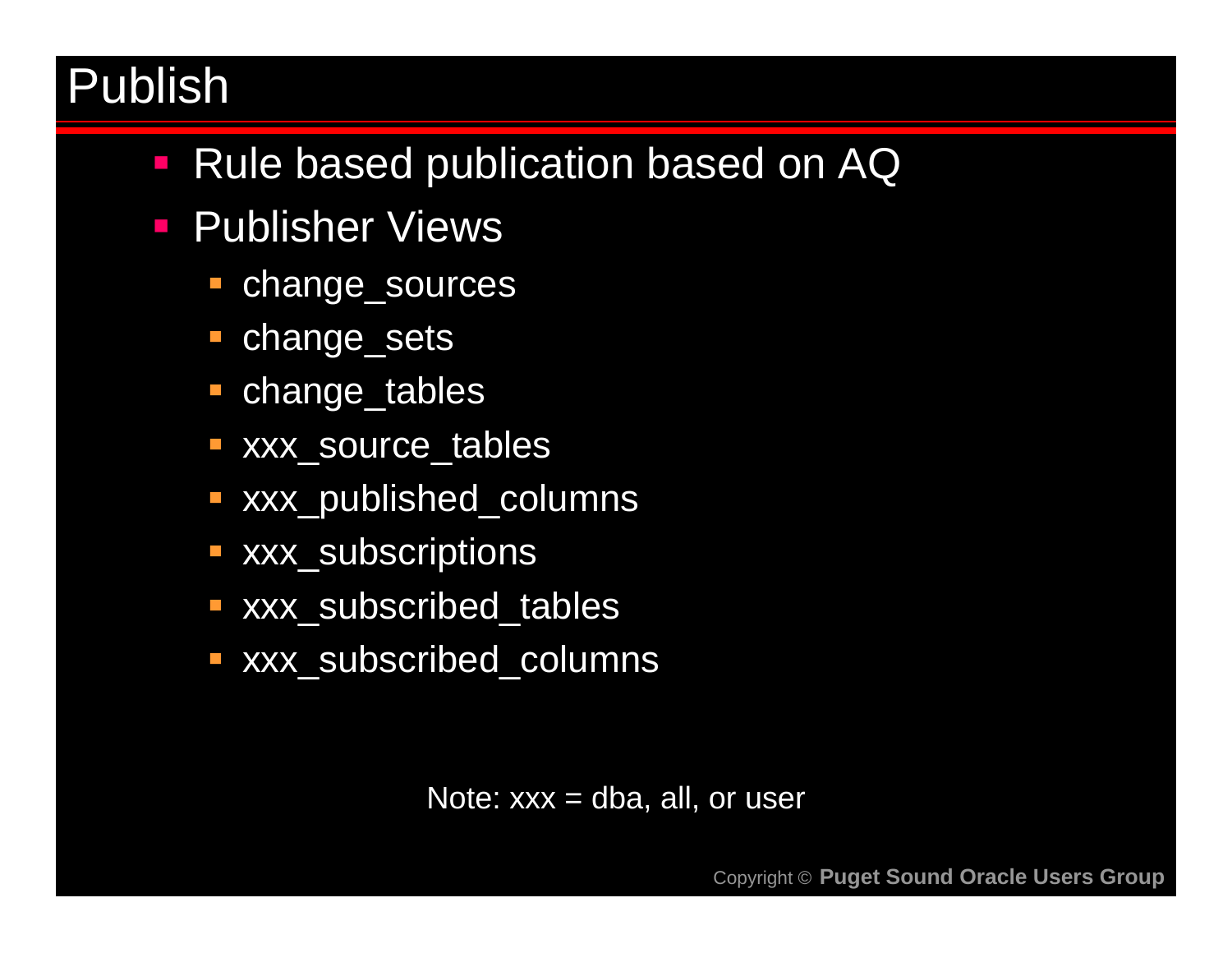# Publish

- Rule based publication based on AQ
- Publisher Views
  - change_sources
  - change_sets
  - change_tables
  - xxx_source_tables
  - xxx_published_columns
  - xxx_subscriptions
  - xxx_subscribed_tables
  - xxx_subscribed_columns

Note: xxx = dba, all, or user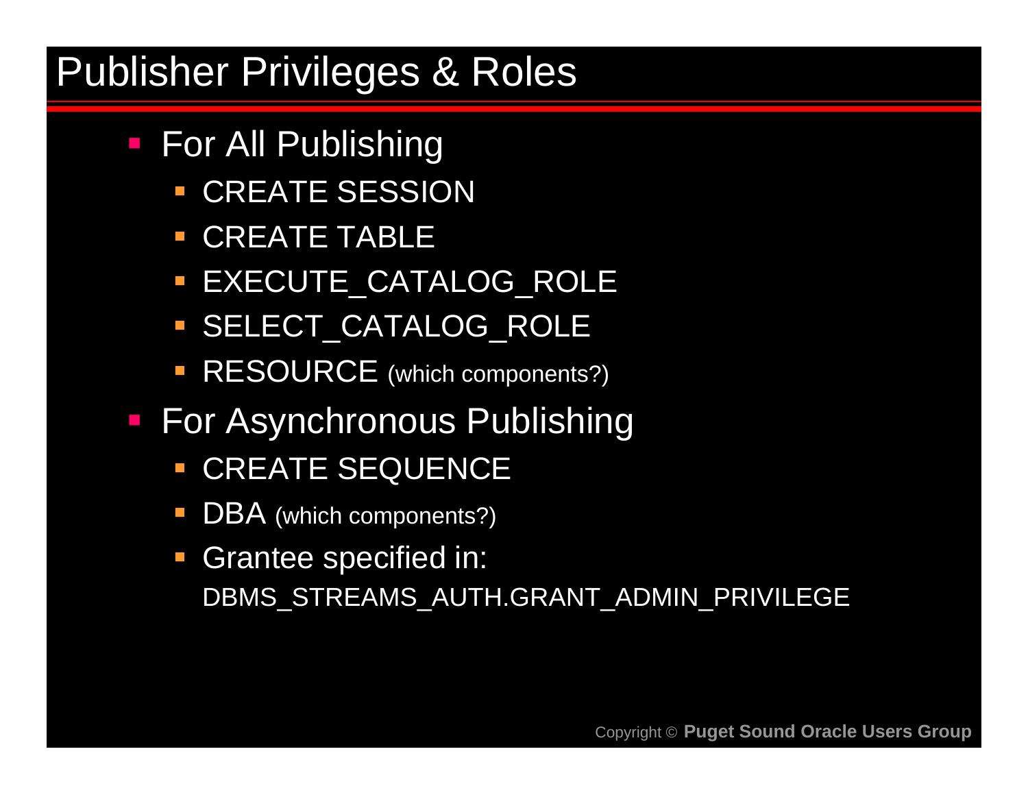# Publisher Privileges & Roles

- For All Publishing
  - CREATE SESSION
  - CREATE TABLE
  - EXECUTE_CATALOG_ROLE
  - SELECT_CATALOG_ROLE
  - RESOURCE (which components?)
- For Asynchronous Publishing
  - CREATE SEQUENCE
  - DBA (which components?)
  - Grantee specified in:
    DBMS_STREAMS_AUTH.GRANT_ADMIN_PRIVILEGE

Copyright © **Puget Sound Oracle Users Group**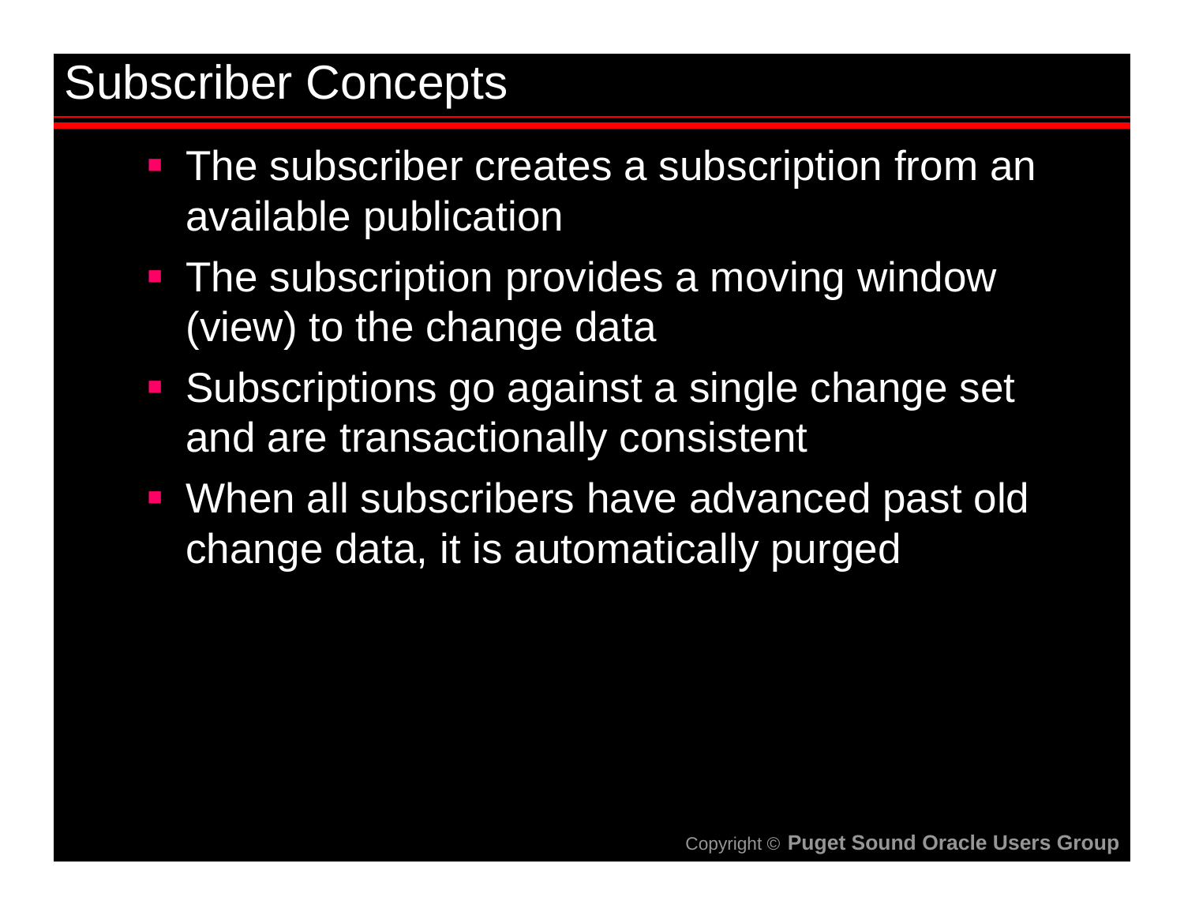# Subscriber Concepts

- The subscriber creates a subscription from an available publication
- The subscription provides a moving window (view) to the change data
- Subscriptions go against a single change set and are transactionally consistent
- When all subscribers have advanced past old change data, it is automatically purged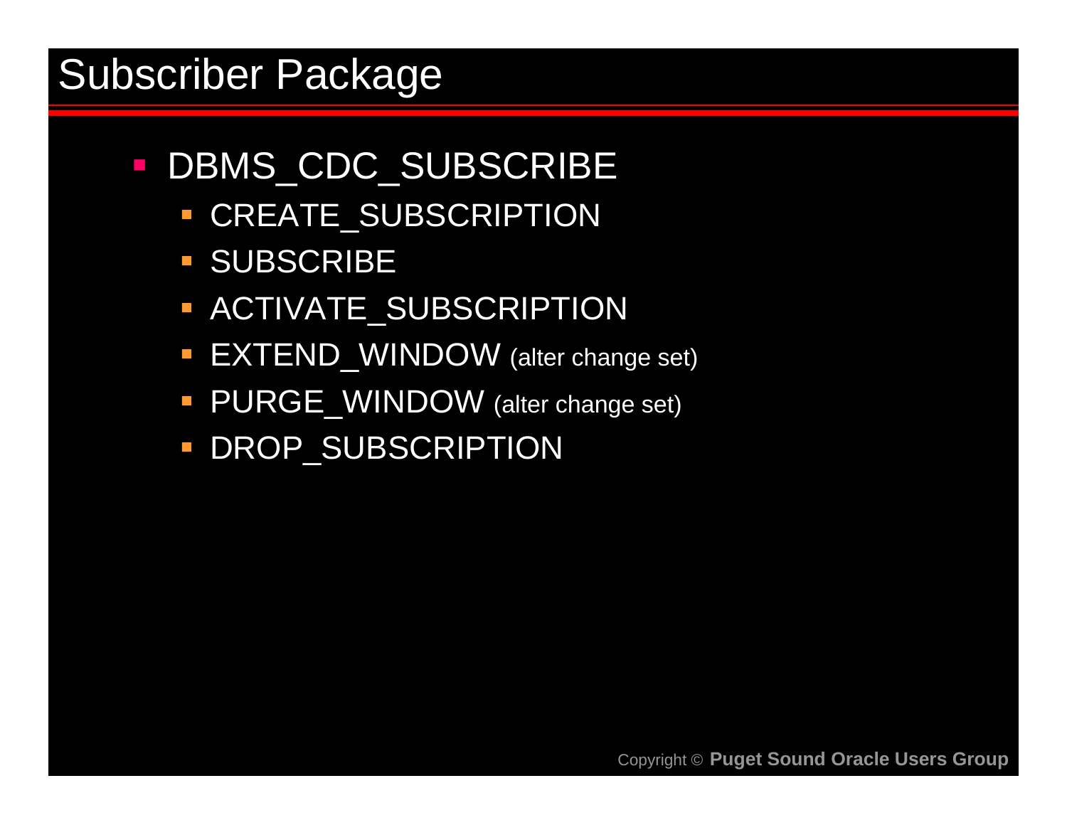# Subscriber Package

- DBMS_CDC_SUBSCRIBE
  - CREATE_SUBSCRIPTION
  - SUBSCRIBE
  - ACTIVATE_SUBSCRIPTION
  - EXTEND_WINDOW (alter change set)
  - PURGE_WINDOW (alter change set)
  - DROP_SUBSCRIPTION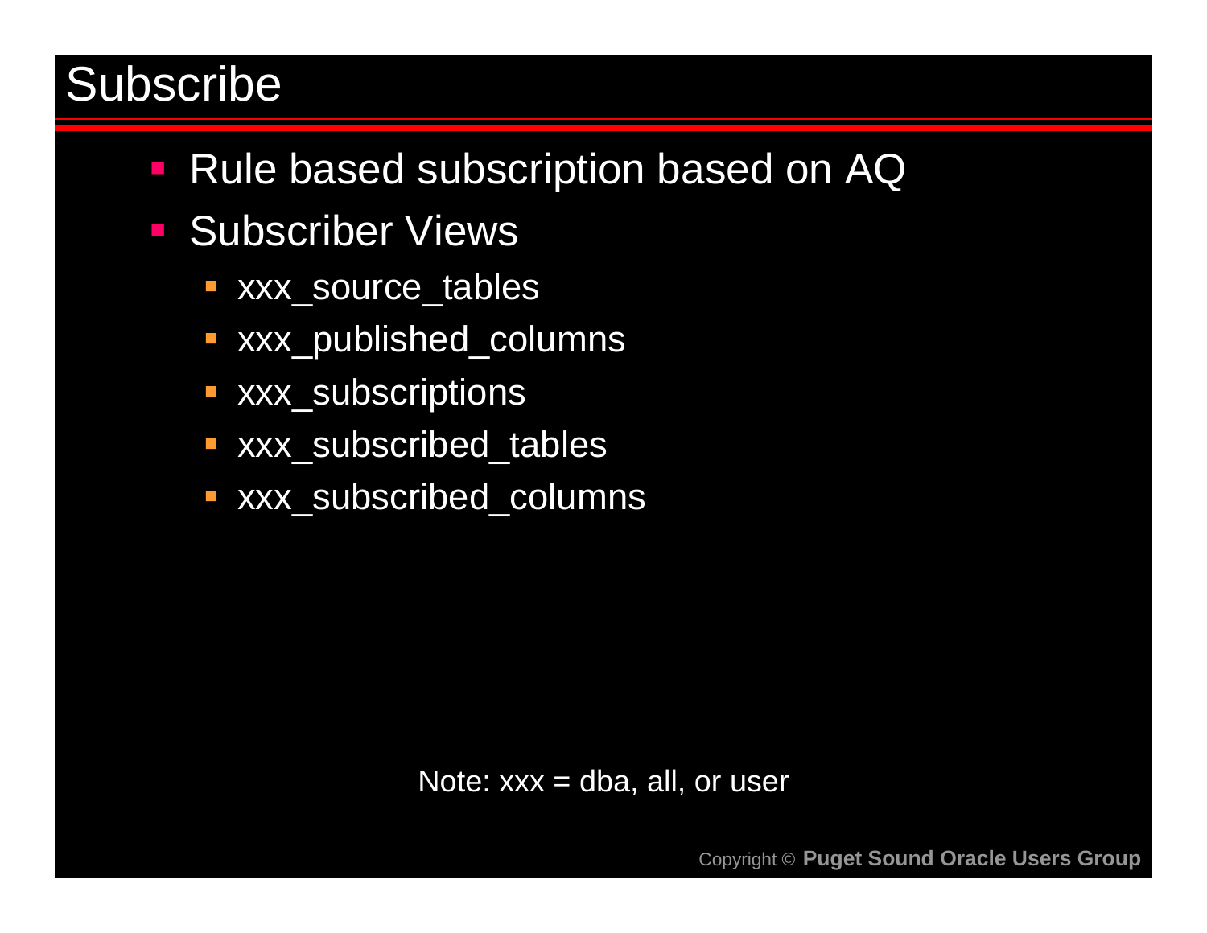# Subscribe

- Rule based subscription based on AQ
- Subscriber Views
  - xxx_source_tables
  - xxx_published_columns
  - xxx_subscriptions
  - xxx_subscribed_tables
  - xxx_subscribed_columns

Note: xxx = dba, all, or user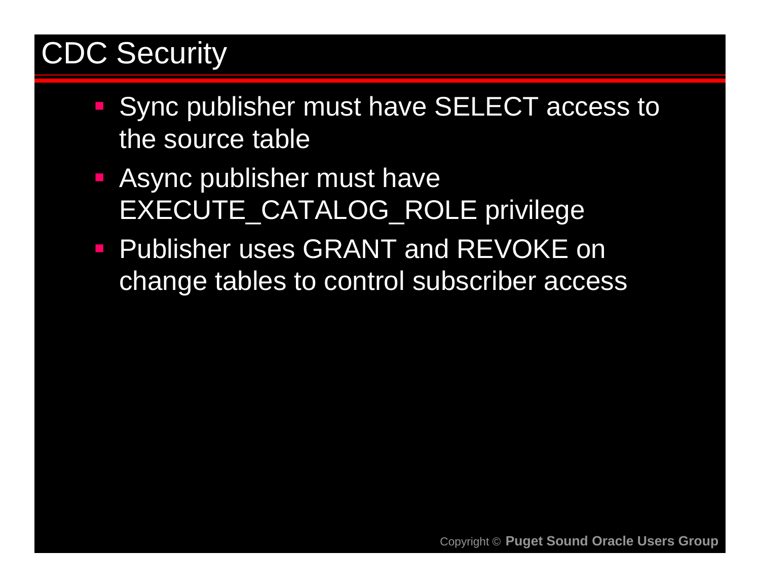# CDC Security

- Sync publisher must have SELECT access to the source table
- Async publisher must have EXECUTE_CATALOG_ROLE privilege
- Publisher uses GRANT and REVOKE on change tables to control subscriber access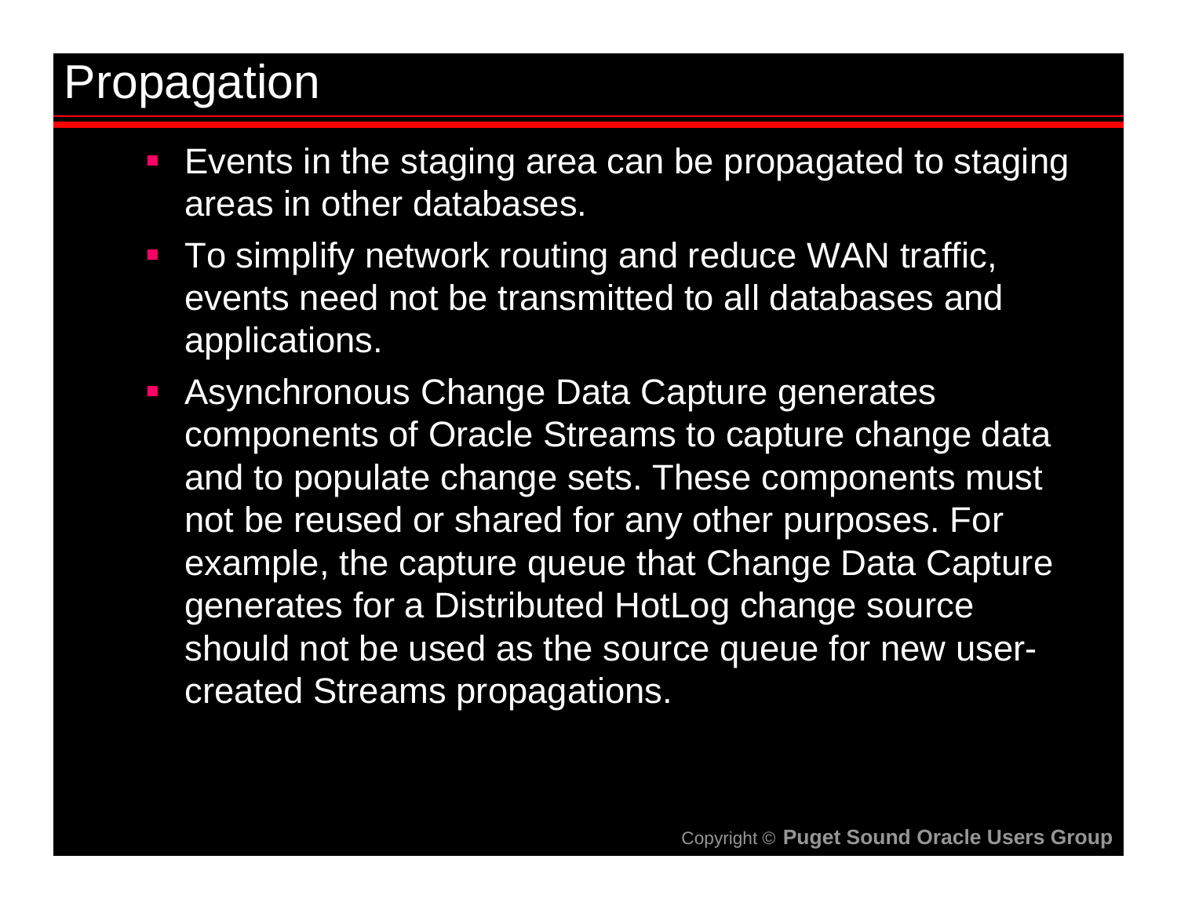# Propagation

- Events in the staging area can be propagated to staging areas in other databases.
- To simplify network routing and reduce WAN traffic, events need not be transmitted to all databases and applications.
- Asynchronous Change Data Capture generates components of Oracle Streams to capture change data and to populate change sets. These components must not be reused or shared for any other purposes. For example, the capture queue that Change Data Capture generates for a Distributed HotLog change source should not be used as the source queue for new user-created Streams propagations.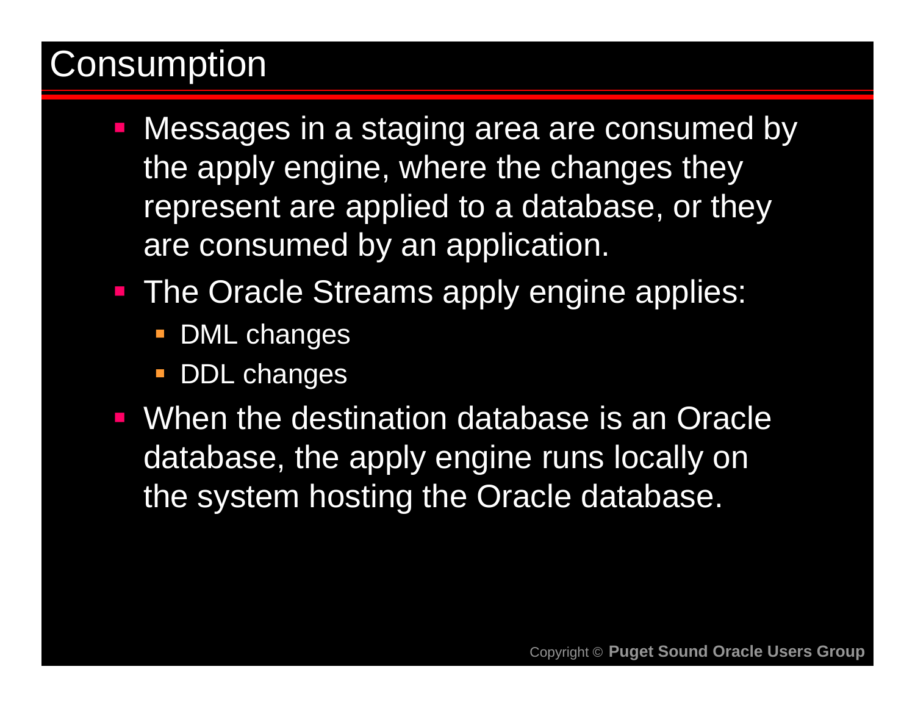# Consumption

- Messages in a staging area are consumed by the apply engine, where the changes they represent are applied to a database, or they are consumed by an application.
- The Oracle Streams apply engine applies:
  - DML changes
  - DDL changes
- When the destination database is an Oracle database, the apply engine runs locally on the system hosting the Oracle database.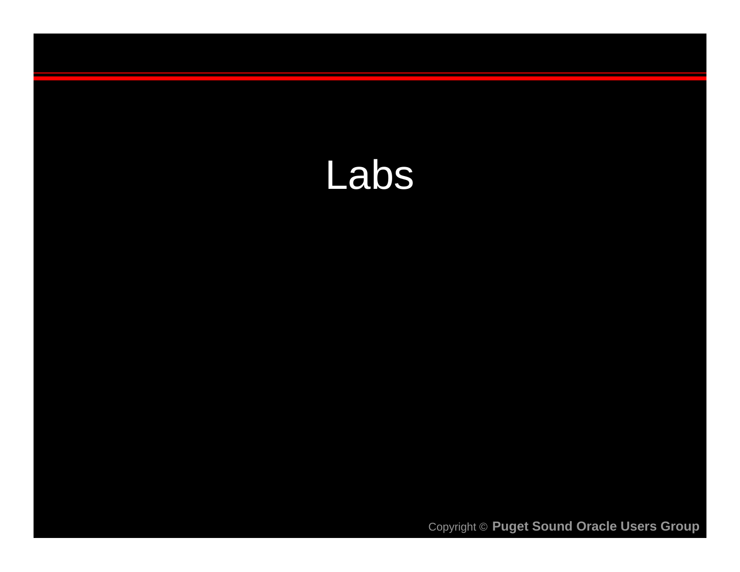# Labs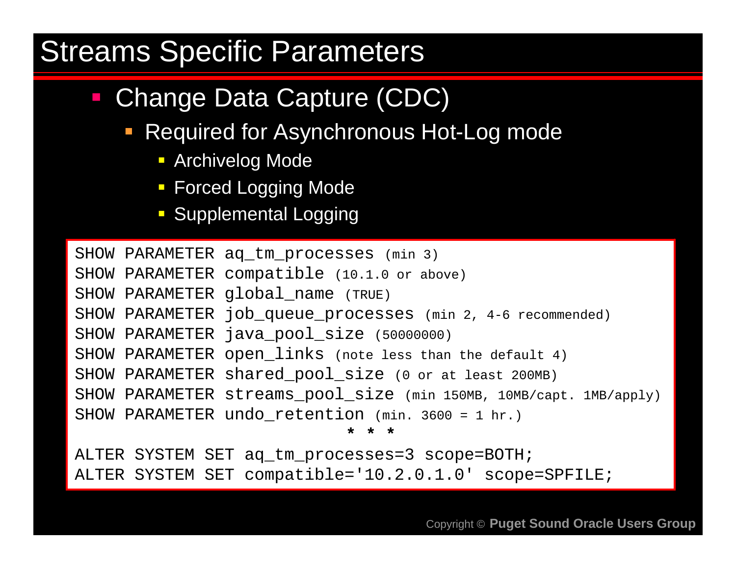# Streams Specific Parameters

- Change Data Capture (CDC)
  - Required for Asynchronous Hot-Log mode
    - Archivelog Mode
    - Forced Logging Mode
    - Supplemental Logging

```
SHOW PARAMETER aq_tm_processes (min 3)
SHOW PARAMETER compatible (10.1.0 or above)
SHOW PARAMETER global_name (TRUE)
SHOW PARAMETER job_queue_processes (min 2, 4-6 recommended)
SHOW PARAMETER java_pool_size (50000000)
SHOW PARAMETER open_links (note less than the default 4)
SHOW PARAMETER shared_pool_size (0 or at least 200MB)
SHOW PARAMETER streams_pool_size (min 150MB, 10MB/capt. 1MB/apply)
SHOW PARAMETER undo_retention (min. 3600 = 1 hr.)
                              * * *
ALTER SYSTEM SET aq_tm_processes=3 scope=BOTH;
ALTER SYSTEM SET compatible='10.2.0.1.0' scope=SPFILE;
```

Copyright © **Puget Sound Oracle Users Group**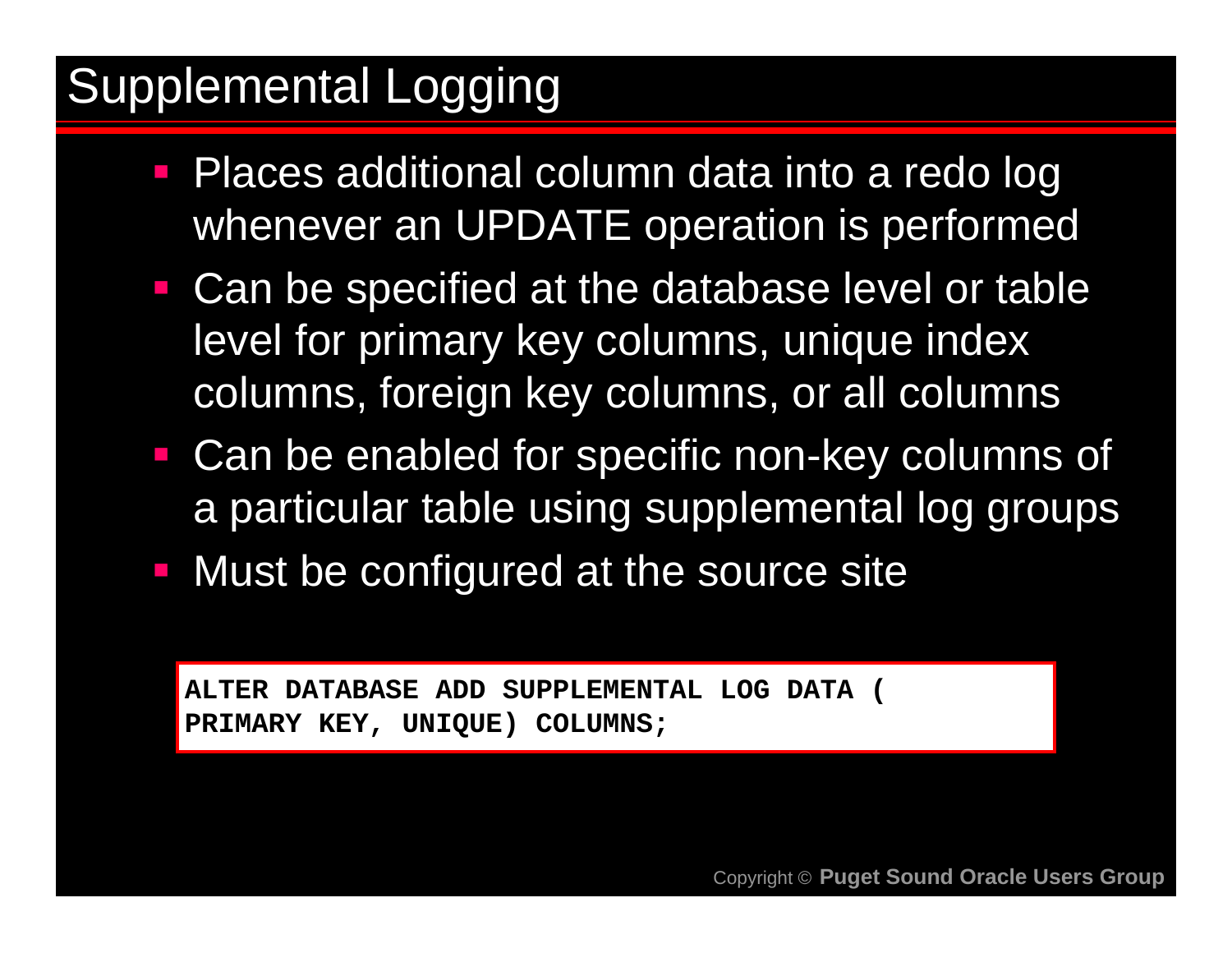# Supplemental Logging

- Places additional column data into a redo log whenever an UPDATE operation is performed
- Can be specified at the database level or table level for primary key columns, unique index columns, foreign key columns, or all columns
- Can be enabled for specific non-key columns of a particular table using supplemental log groups
- Must be configured at the source site

```
ALTER DATABASE ADD SUPPLEMENTAL LOG DATA (
PRIMARY KEY, UNIQUE) COLUMNS;
```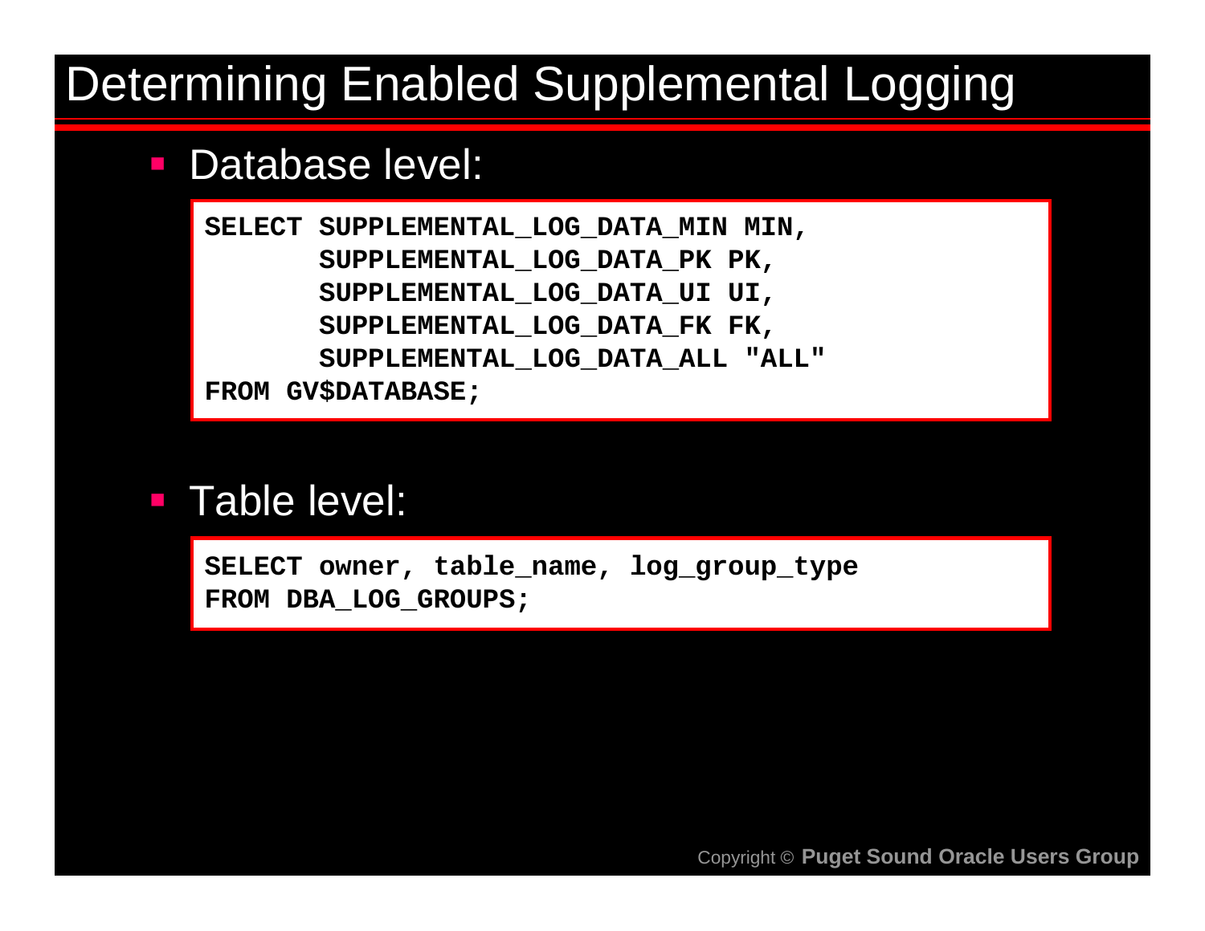# Determining Enabled Supplemental Logging

- Database level:

```
SELECT SUPPLEMENTAL_LOG_DATA_MIN MIN,
       SUPPLEMENTAL_LOG_DATA_PK PK,
       SUPPLEMENTAL_LOG_DATA_UI UI,
       SUPPLEMENTAL_LOG_DATA_FK FK,
       SUPPLEMENTAL_LOG_DATA_ALL "ALL"
FROM GV$DATABASE;
```

- Table level:

```
SELECT owner, table_name, log_group_type
FROM DBA_LOG_GROUPS;
```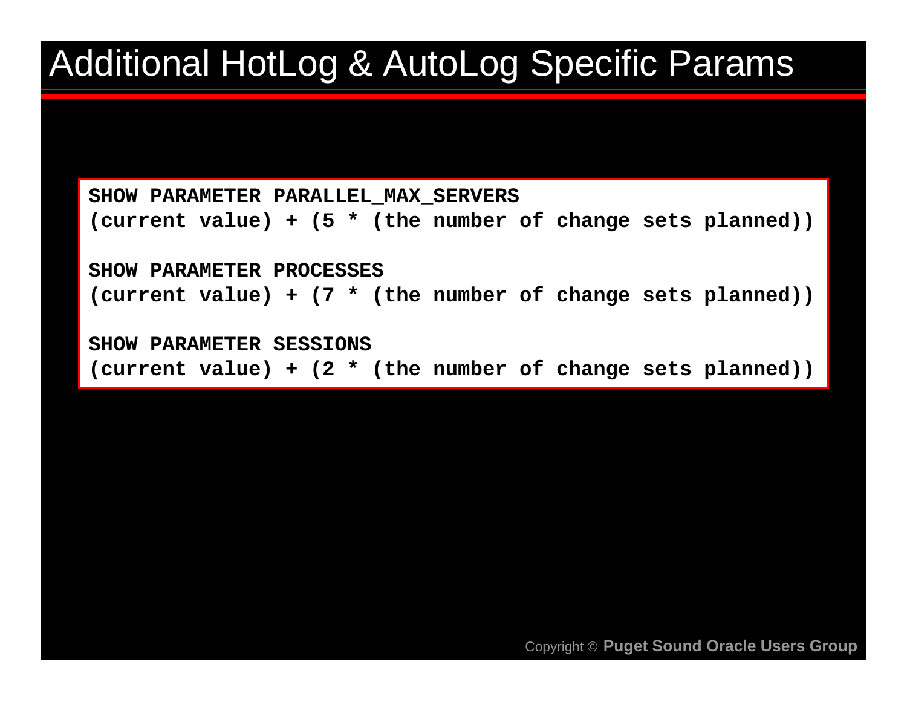# Additional HotLog & AutoLog Specific Params

```
SHOW PARAMETER PARALLEL_MAX_SERVERS
(current value) + (5 * (the number of change sets planned))

SHOW PARAMETER PROCESSES
(current value) + (7 * (the number of change sets planned))

SHOW PARAMETER SESSIONS
(current value) + (2 * (the number of change sets planned))
```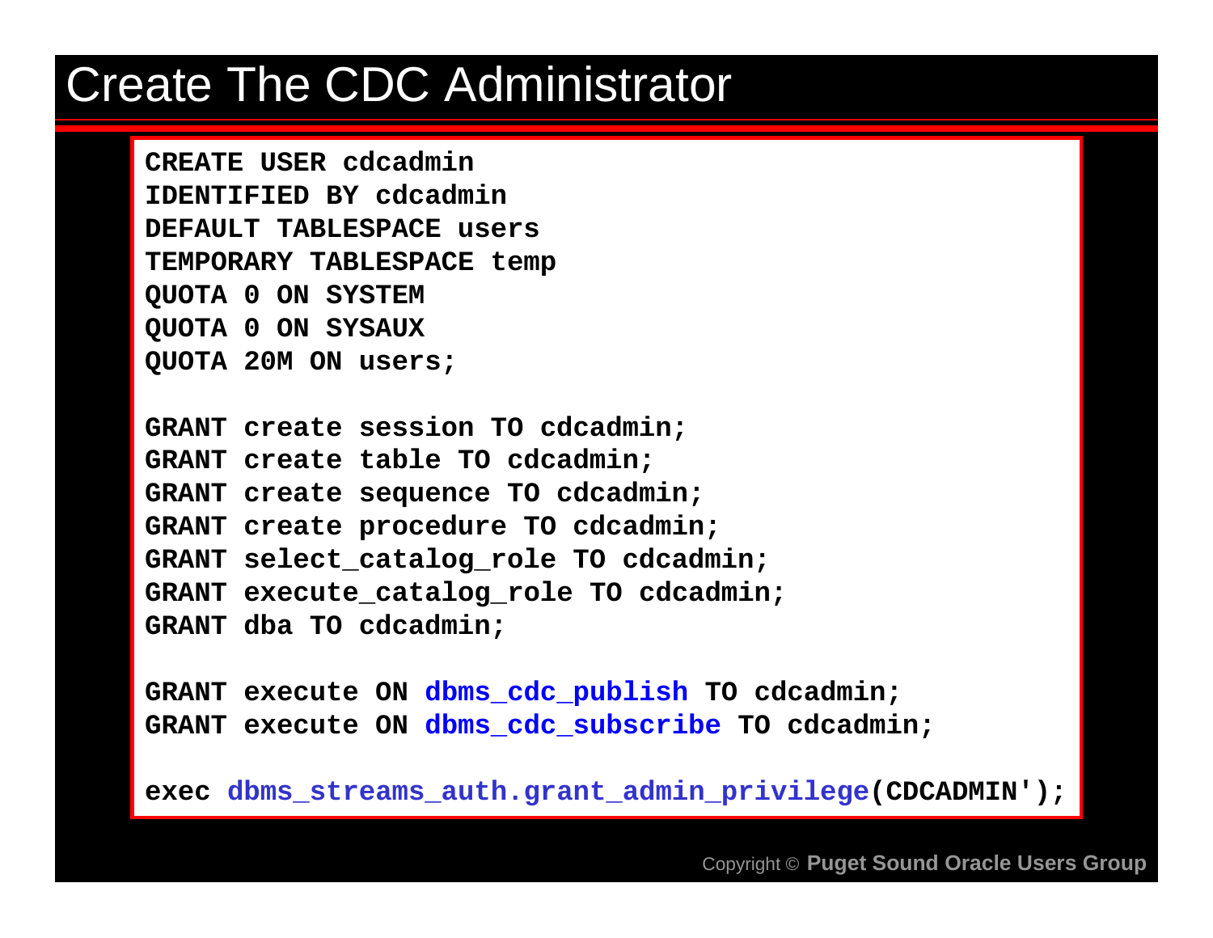# Create The CDC Administrator

```
CREATE USER cdcadmin
IDENTIFIED BY cdcadmin
DEFAULT TABLESPACE users
TEMPORARY TABLESPACE temp
QUOTA 0 ON SYSTEM
QUOTA 0 ON SYSAUX
QUOTA 20M ON users;

GRANT create session TO cdcadmin;
GRANT create table TO cdcadmin;
GRANT create sequence TO cdcadmin;
GRANT create procedure TO cdcadmin;
GRANT select_catalog_role TO cdcadmin;
GRANT execute_catalog_role TO cdcadmin;
GRANT dba TO cdcadmin;

GRANT execute ON dbms_cdc_publish TO cdcadmin;
GRANT execute ON dbms_cdc_subscribe TO cdcadmin;

exec dbms_streams_auth.grant_admin_privilege(CDCADMIN');
```

Copyright © **Puget Sound Oracle Users Group**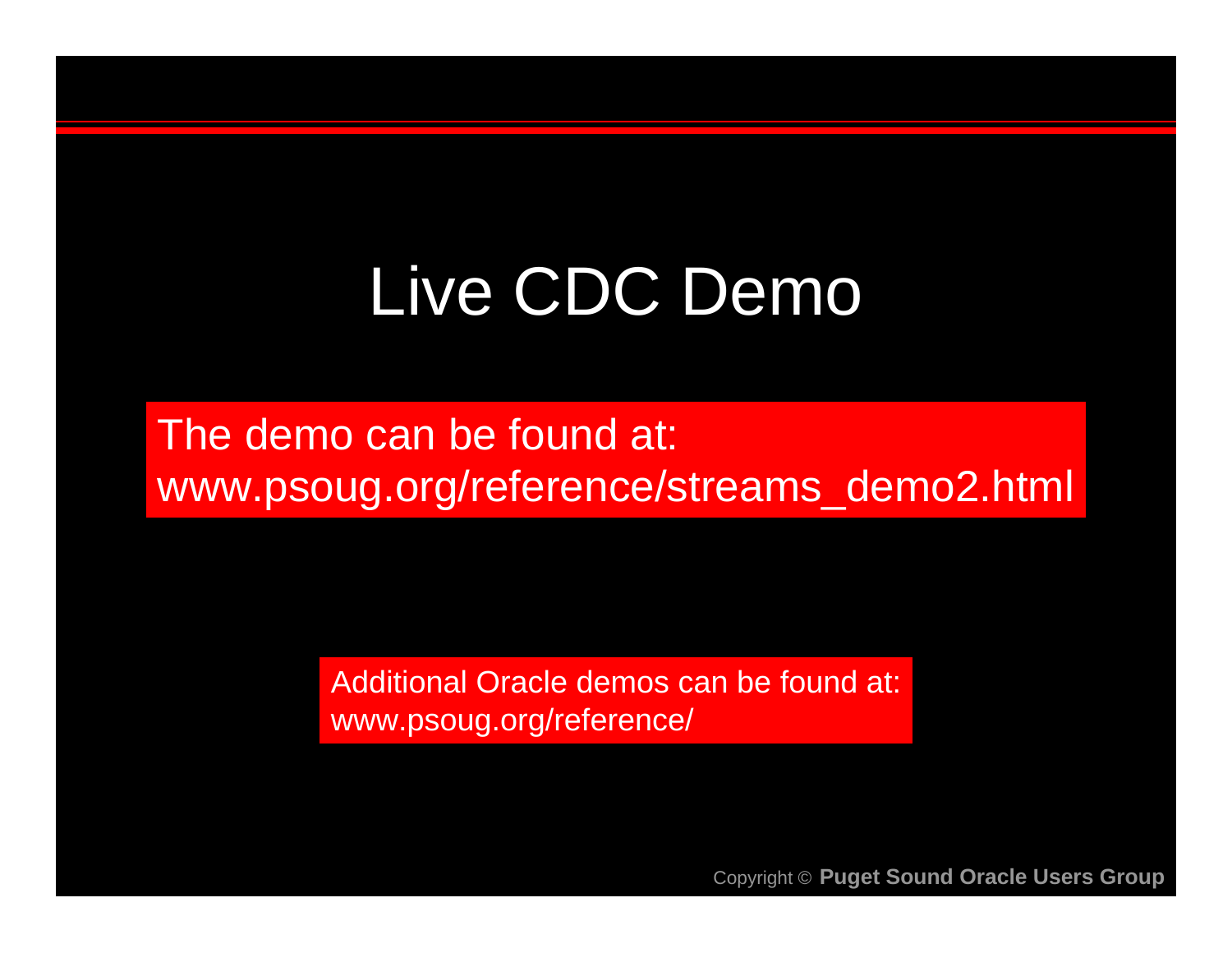# Live CDC Demo

The demo can be found at:
www.psoug.org/reference/streams_demo2.html

Additional Oracle demos can be found at:
www.psoug.org/reference/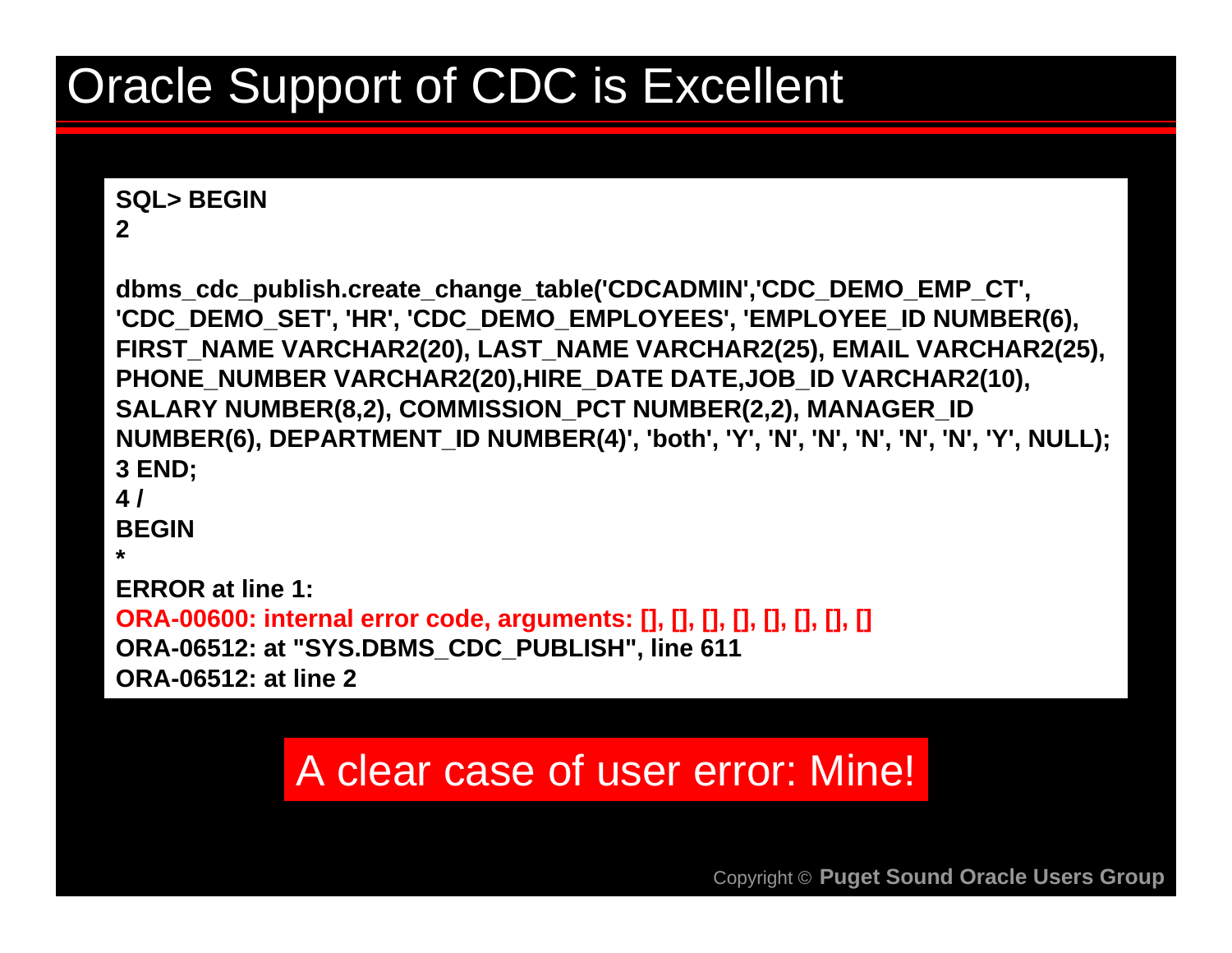# Oracle Support of CDC is Excellent

```
SQL> BEGIN
2

dbms_cdc_publish.create_change_table('CDCADMIN','CDC_DEMO_EMP_CT',
'CDC_DEMO_SET', 'HR', 'CDC_DEMO_EMPLOYEES', 'EMPLOYEE_ID NUMBER(6),
FIRST_NAME VARCHAR2(20), LAST_NAME VARCHAR2(25), EMAIL VARCHAR2(25),
PHONE_NUMBER VARCHAR2(20),HIRE_DATE DATE,JOB_ID VARCHAR2(10),
SALARY NUMBER(8,2), COMMISSION_PCT NUMBER(2,2), MANAGER_ID
NUMBER(6), DEPARTMENT_ID NUMBER(4)', 'both', 'Y', 'N', 'N', 'N', 'N', 'N', 'Y', NULL);
3 END;
4 /
BEGIN
*
ERROR at line 1:
ORA-00600: internal error code, arguments: [], [], [], [], [], [], [], []
ORA-06512: at "SYS.DBMS_CDC_PUBLISH", line 611
ORA-06512: at line 2
```

A clear case of user error: Mine!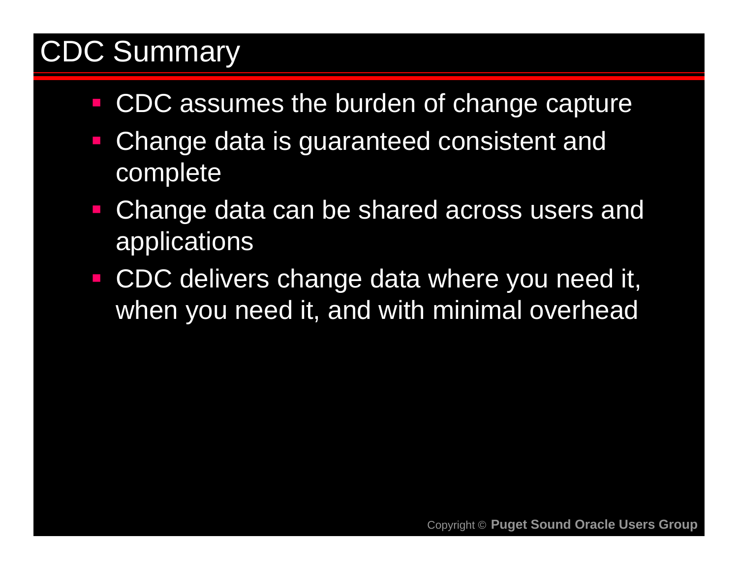# CDC Summary

- CDC assumes the burden of change capture
- Change data is guaranteed consistent and complete
- Change data can be shared across users and applications
- CDC delivers change data where you need it, when you need it, and with minimal overhead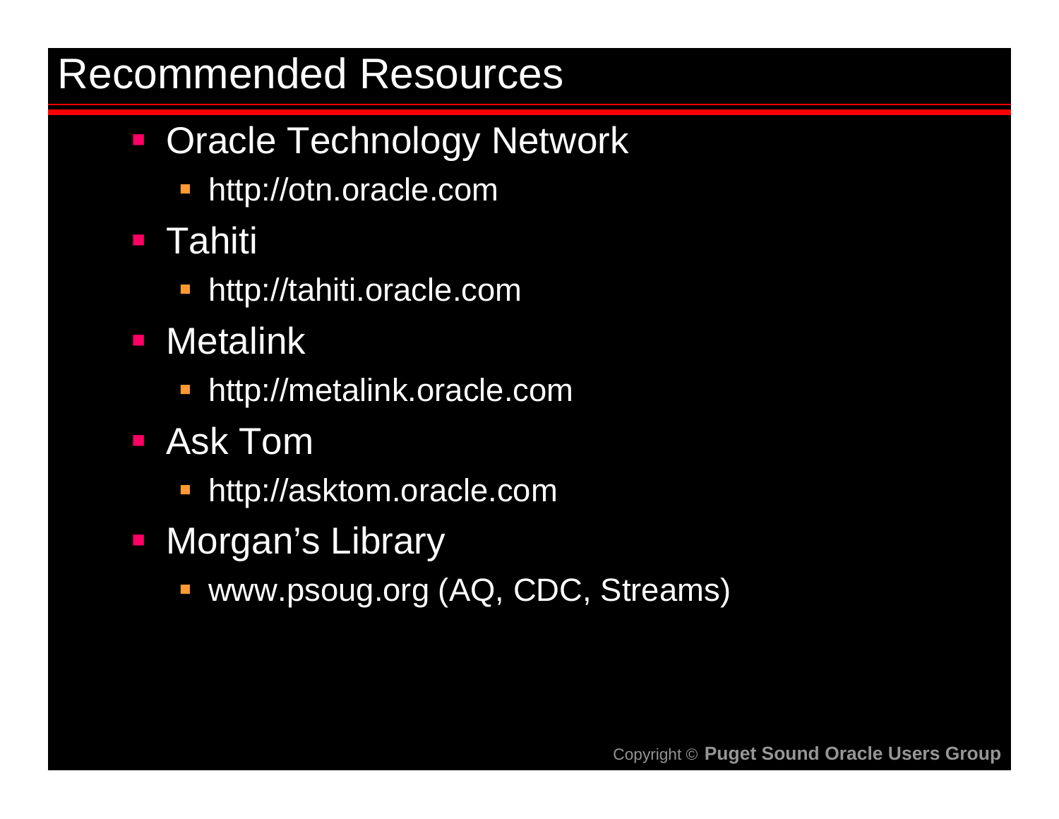# Recommended Resources

- Oracle Technology Network
  - http://otn.oracle.com
- Tahiti
  - http://tahiti.oracle.com
- Metalink
  - http://metalink.oracle.com
- Ask Tom
  - http://asktom.oracle.com
- Morgan's Library
  - www.psoug.org (AQ, CDC, Streams)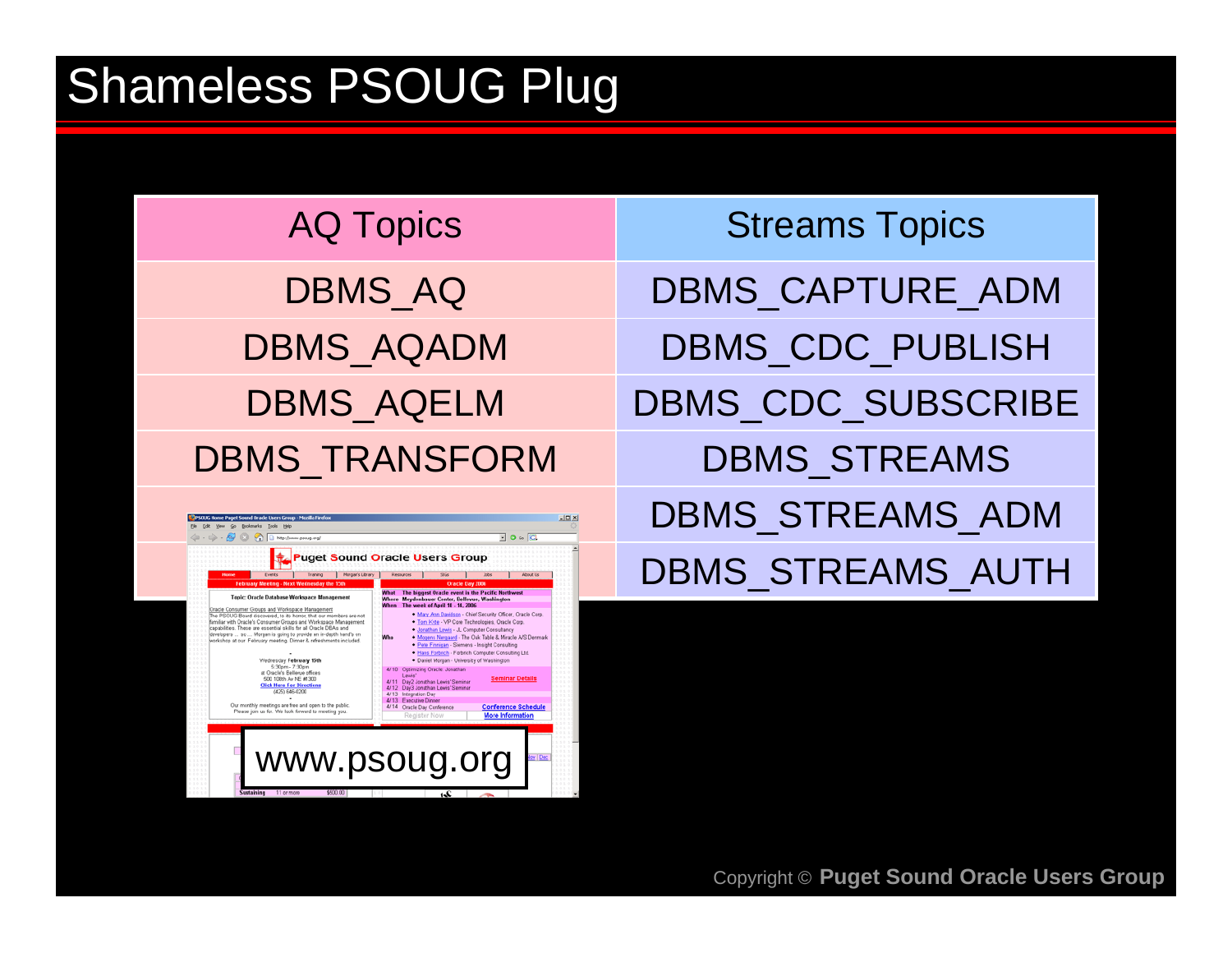# Shameless PSOUG Plug

| AQ Topics | Streams Topics |
| --- | --- |
| DBMS_AQ | DBMS_CAPTURE_ADM |
| DBMS_AQADM | DBMS_CDC_PUBLISH |
| DBMS_AQELM | DBMS_CDC_SUBSCRIBE |
| DBMS_TRANSFORM | DBMS_STREAMS |
| | DBMS_STREAMS_ADM |
| | DBMS_STREAMS_AUTH |

www.psoug.org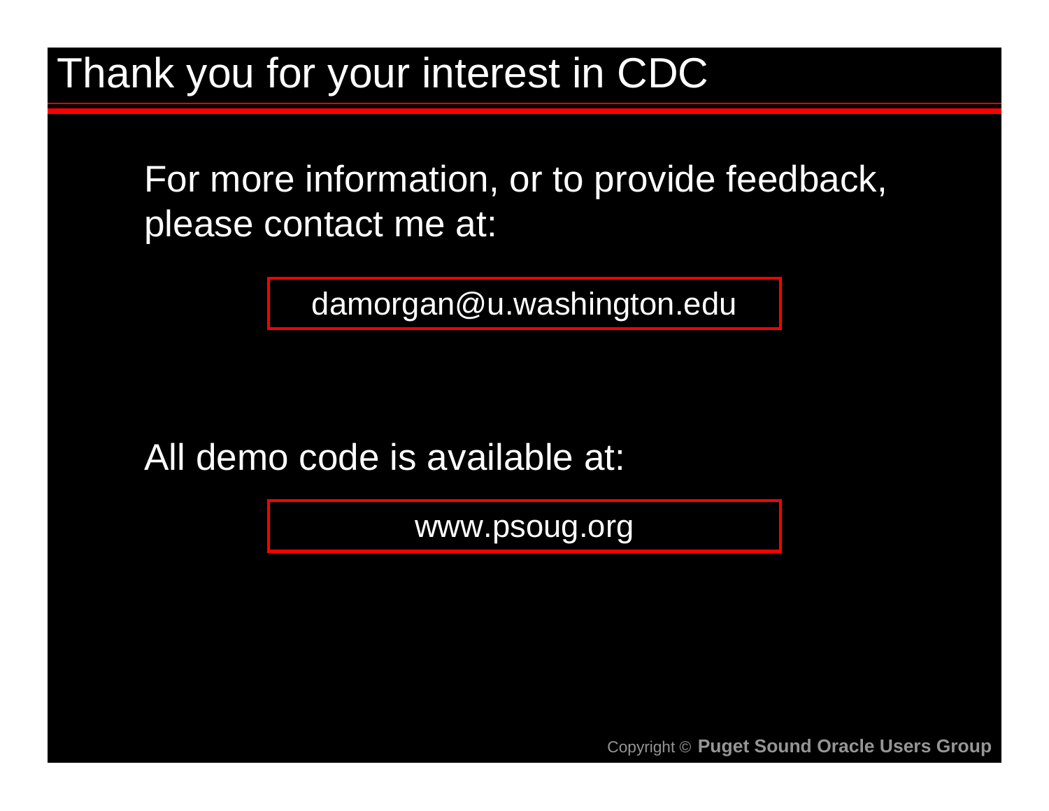# Thank you for your interest in CDC

For more information, or to provide feedback, please contact me at:

damorgan@u.washington.edu

All demo code is available at:

www.psoug.org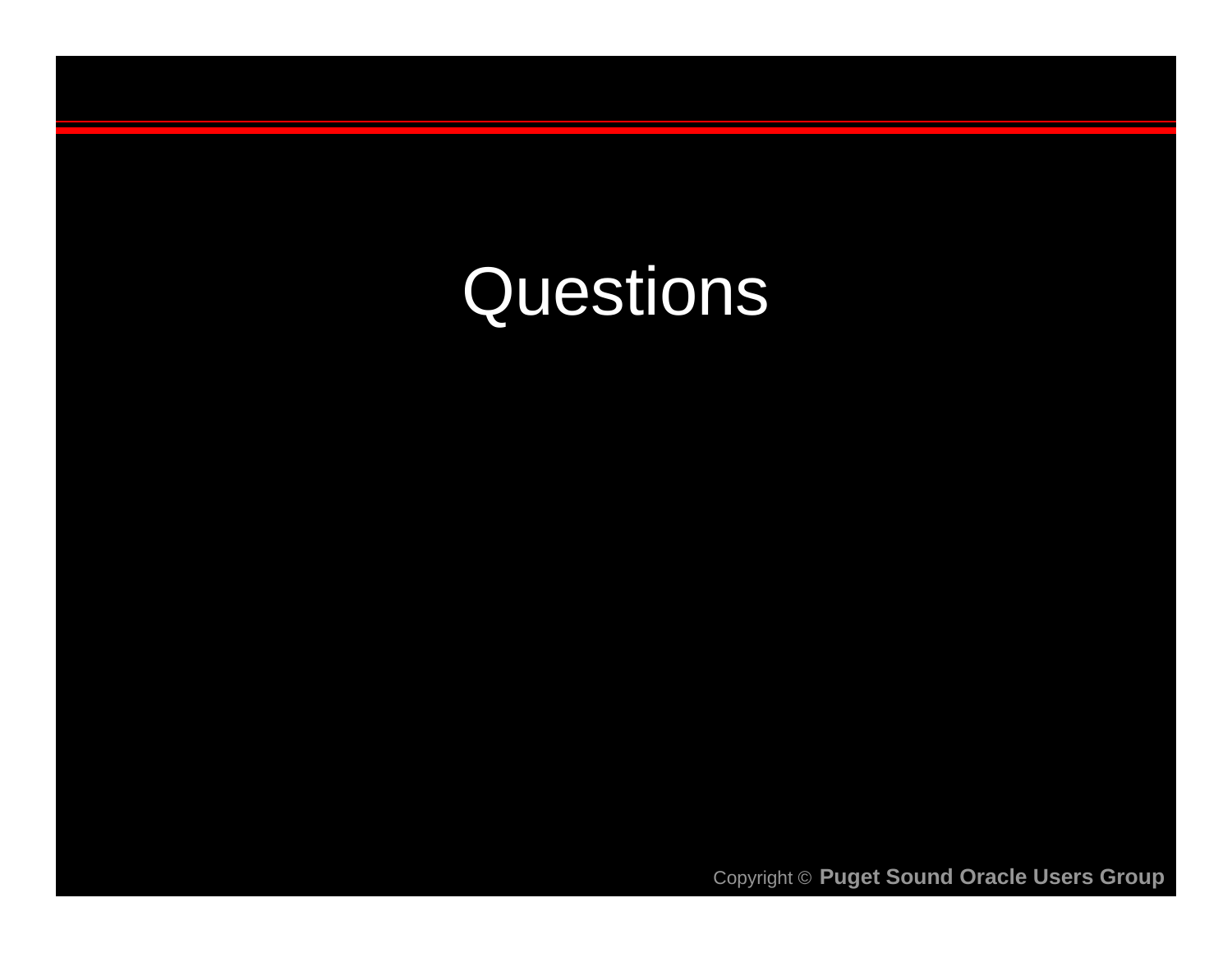# Questions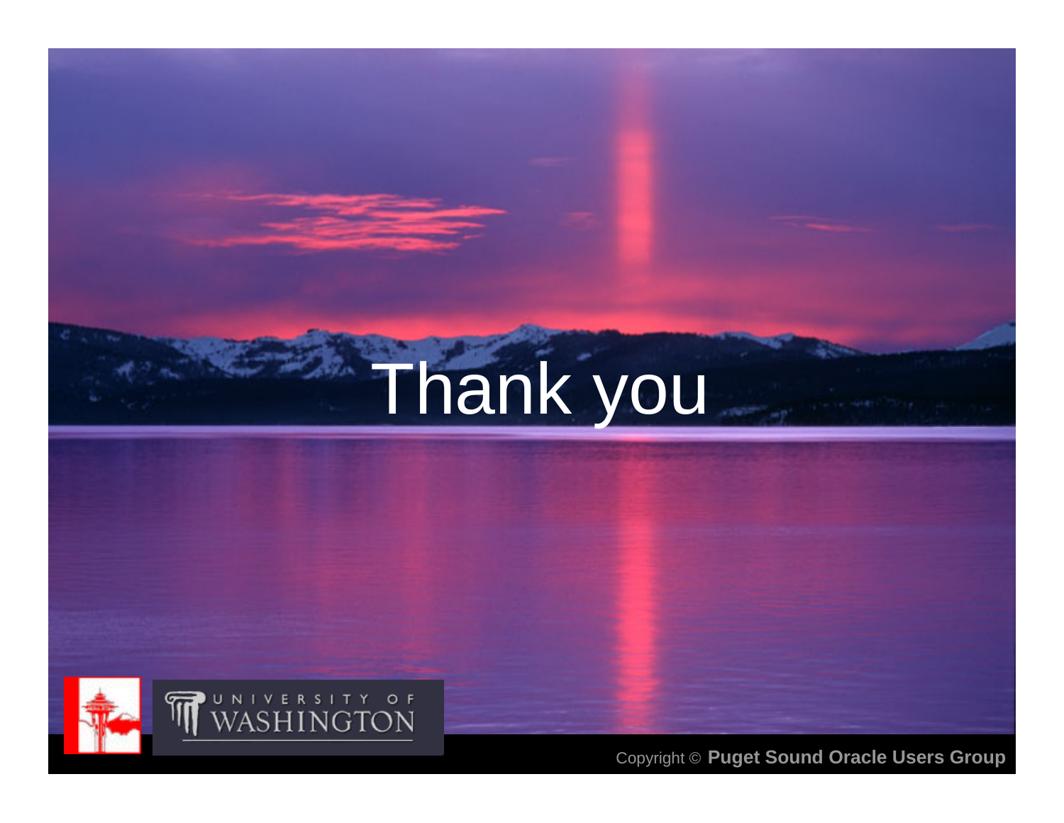# Thank you